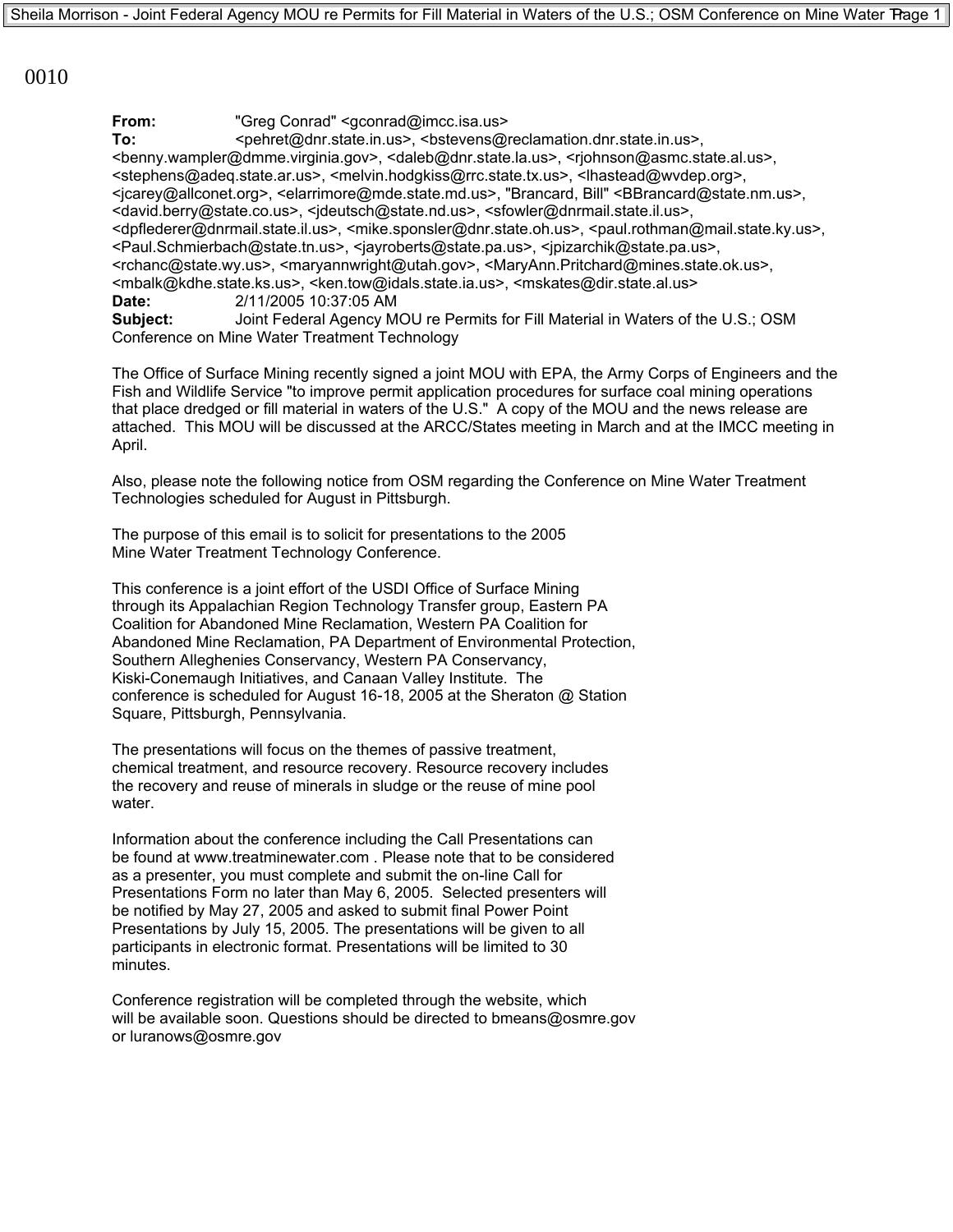0010

**From:** "Greg Conrad" <gconrad@imcc.isa.us>
**To:** <pehret@dnr.state.in.us>, <bstevens@reclamation.dnr.state.in.us>, <benny.wampler@dmme.virginia.gov>, <daleb@dnr.state.la.us>, <rjohnson@asmc.state.al.us>, <stephens@adeq.state.ar.us>, <melvin.hodgkiss@rrc.state.tx.us>, <lhastead@wvdep.org>, <jcarey@allconet.org>, <elarrimore@mde.state.md.us>, "Brancard, Bill" <BBrancard@state.nm.us>, <david.berry@state.co.us>, <jdeutsch@state.nd.us>, <sfowler@dnrmail.state.il.us>, <dpflederer@dnrmail.state.il.us>, <mike.sponsler@dnr.state.oh.us>, <paul.rothman@mail.state.ky.us>, <Paul.Schmierbach@state.tn.us>, <jayroberts@state.pa.us>, <jpizarchik@state.pa.us>, <rchanc@state.wy.us>, <maryannwright@utah.gov>, <MaryAnn.Pritchard@mines.state.ok.us>, <mbalk@kdhe.state.ks.us>, <ken.tow@idals.state.ia.us>, <mskates@dir.state.al.us>
**Date:** 2/11/2005 10:37:05 AM
**Subject:** Joint Federal Agency MOU re Permits for Fill Material in Waters of the U.S.; OSM Conference on Mine Water Treatment Technology

The Office of Surface Mining recently signed a joint MOU with EPA, the Army Corps of Engineers and the Fish and Wildlife Service "to improve permit application procedures for surface coal mining operations that place dredged or fill material in waters of the U.S." A copy of the MOU and the news release are attached. This MOU will be discussed at the ARCC/States meeting in March and at the IMCC meeting in April.

Also, please note the following notice from OSM regarding the Conference on Mine Water Treatment Technologies scheduled for August in Pittsburgh.

The purpose of this email is to solicit for presentations to the 2005 Mine Water Treatment Technology Conference.

This conference is a joint effort of the USDI Office of Surface Mining through its Appalachian Region Technology Transfer group, Eastern PA Coalition for Abandoned Mine Reclamation, Western PA Coalition for Abandoned Mine Reclamation, PA Department of Environmental Protection, Southern Alleghenies Conservancy, Western PA Conservancy, Kiski-Conemaugh Initiatives, and Canaan Valley Institute. The conference is scheduled for August 16-18, 2005 at the Sheraton @ Station Square, Pittsburgh, Pennsylvania.

The presentations will focus on the themes of passive treatment, chemical treatment, and resource recovery. Resource recovery includes the recovery and reuse of minerals in sludge or the reuse of mine pool water.

Information about the conference including the Call Presentations can be found at www.treatminewater.com . Please note that to be considered as a presenter, you must complete and submit the on-line Call for Presentations Form no later than May 6, 2005. Selected presenters will be notified by May 27, 2005 and asked to submit final Power Point Presentations by July 15, 2005. The presentations will be given to all participants in electronic format. Presentations will be limited to 30 minutes.

Conference registration will be completed through the website, which will be available soon. Questions should be directed to bmeans@osmre.gov or luranows@osmre.gov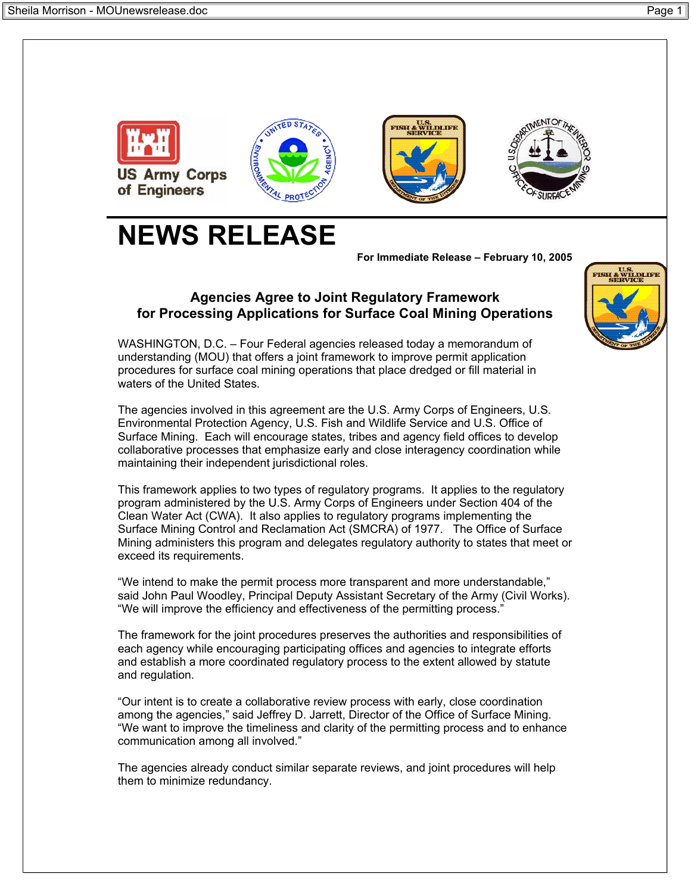# NEWS RELEASE

**For Immediate Release – February 10, 2005**

## Agencies Agree to Joint Regulatory Framework for Processing Applications for Surface Coal Mining Operations

WASHINGTON, D.C. – Four Federal agencies released today a memorandum of understanding (MOU) that offers a joint framework to improve permit application procedures for surface coal mining operations that place dredged or fill material in waters of the United States.

The agencies involved in this agreement are the U.S. Army Corps of Engineers, U.S. Environmental Protection Agency, U.S. Fish and Wildlife Service and U.S. Office of Surface Mining. Each will encourage states, tribes and agency field offices to develop collaborative processes that emphasize early and close interagency coordination while maintaining their independent jurisdictional roles.

This framework applies to two types of regulatory programs. It applies to the regulatory program administered by the U.S. Army Corps of Engineers under Section 404 of the Clean Water Act (CWA). It also applies to regulatory programs implementing the Surface Mining Control and Reclamation Act (SMCRA) of 1977. The Office of Surface Mining administers this program and delegates regulatory authority to states that meet or exceed its requirements.

"We intend to make the permit process more transparent and more understandable," said John Paul Woodley, Principal Deputy Assistant Secretary of the Army (Civil Works). "We will improve the efficiency and effectiveness of the permitting process."

The framework for the joint procedures preserves the authorities and responsibilities of each agency while encouraging participating offices and agencies to integrate efforts and establish a more coordinated regulatory process to the extent allowed by statute and regulation.

"Our intent is to create a collaborative review process with early, close coordination among the agencies," said Jeffrey D. Jarrett, Director of the Office of Surface Mining. "We want to improve the timeliness and clarity of the permitting process and to enhance communication among all involved."

The agencies already conduct similar separate reviews, and joint procedures will help them to minimize redundancy.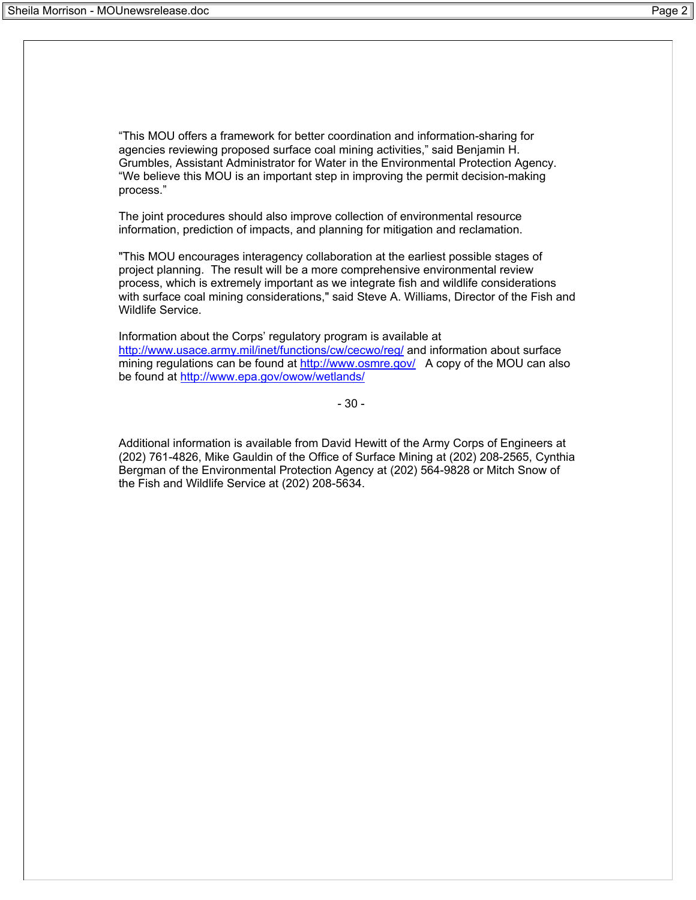"This MOU offers a framework for better coordination and information-sharing for agencies reviewing proposed surface coal mining activities," said Benjamin H. Grumbles, Assistant Administrator for Water in the Environmental Protection Agency. "We believe this MOU is an important step in improving the permit decision-making process."

The joint procedures should also improve collection of environmental resource information, prediction of impacts, and planning for mitigation and reclamation.

"This MOU encourages interagency collaboration at the earliest possible stages of project planning. The result will be a more comprehensive environmental review process, which is extremely important as we integrate fish and wildlife considerations with surface coal mining considerations," said Steve A. Williams, Director of the Fish and Wildlife Service.

Information about the Corps' regulatory program is available at http://www.usace.army.mil/inet/functions/cw/cecwo/reg/ and information about surface mining regulations can be found at http://www.osmre.gov/ A copy of the MOU can also be found at http://www.epa.gov/owow/wetlands/

- 30 -

Additional information is available from David Hewitt of the Army Corps of Engineers at (202) 761-4826, Mike Gauldin of the Office of Surface Mining at (202) 208-2565, Cynthia Bergman of the Environmental Protection Agency at (202) 564-9828 or Mitch Snow of the Fish and Wildlife Service at (202) 208-5634.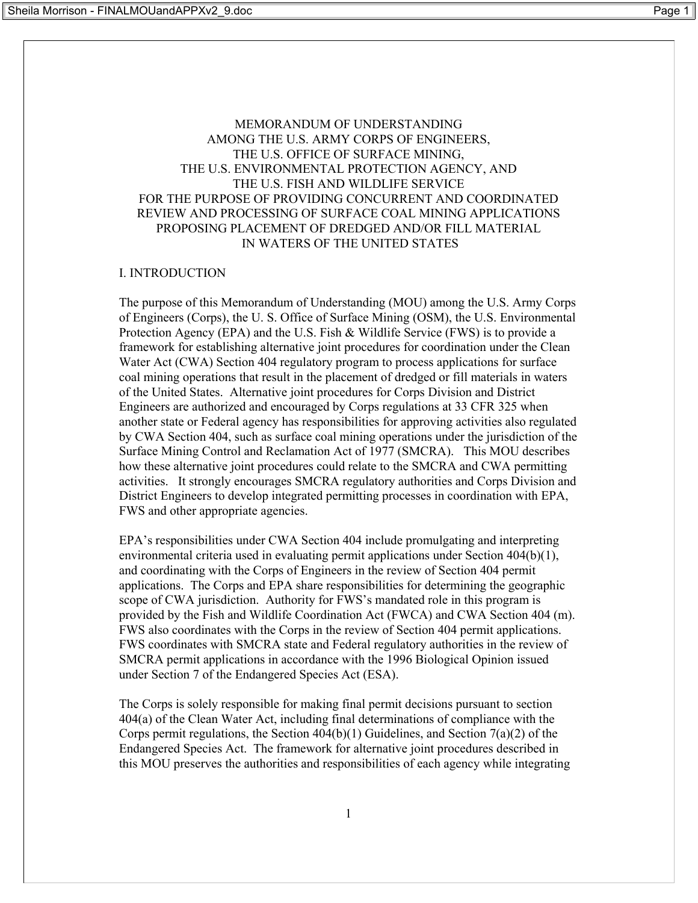MEMORANDUM OF UNDERSTANDING
AMONG THE U.S. ARMY CORPS OF ENGINEERS,
THE U.S. OFFICE OF SURFACE MINING,
THE U.S. ENVIRONMENTAL PROTECTION AGENCY, AND
THE U.S. FISH AND WILDLIFE SERVICE
FOR THE PURPOSE OF PROVIDING CONCURRENT AND COORDINATED
REVIEW AND PROCESSING OF SURFACE COAL MINING APPLICATIONS
PROPOSING PLACEMENT OF DREDGED AND/OR FILL MATERIAL
IN WATERS OF THE UNITED STATES

## I. INTRODUCTION

The purpose of this Memorandum of Understanding (MOU) among the U.S. Army Corps of Engineers (Corps), the U. S. Office of Surface Mining (OSM), the U.S. Environmental Protection Agency (EPA) and the U.S. Fish & Wildlife Service (FWS) is to provide a framework for establishing alternative joint procedures for coordination under the Clean Water Act (CWA) Section 404 regulatory program to process applications for surface coal mining operations that result in the placement of dredged or fill materials in waters of the United States. Alternative joint procedures for Corps Division and District Engineers are authorized and encouraged by Corps regulations at 33 CFR 325 when another state or Federal agency has responsibilities for approving activities also regulated by CWA Section 404, such as surface coal mining operations under the jurisdiction of the Surface Mining Control and Reclamation Act of 1977 (SMCRA). This MOU describes how these alternative joint procedures could relate to the SMCRA and CWA permitting activities. It strongly encourages SMCRA regulatory authorities and Corps Division and District Engineers to develop integrated permitting processes in coordination with EPA, FWS and other appropriate agencies.

EPA's responsibilities under CWA Section 404 include promulgating and interpreting environmental criteria used in evaluating permit applications under Section 404(b)(1), and coordinating with the Corps of Engineers in the review of Section 404 permit applications. The Corps and EPA share responsibilities for determining the geographic scope of CWA jurisdiction. Authority for FWS's mandated role in this program is provided by the Fish and Wildlife Coordination Act (FWCA) and CWA Section 404 (m). FWS also coordinates with the Corps in the review of Section 404 permit applications. FWS coordinates with SMCRA state and Federal regulatory authorities in the review of SMCRA permit applications in accordance with the 1996 Biological Opinion issued under Section 7 of the Endangered Species Act (ESA).

The Corps is solely responsible for making final permit decisions pursuant to section 404(a) of the Clean Water Act, including final determinations of compliance with the Corps permit regulations, the Section 404(b)(1) Guidelines, and Section 7(a)(2) of the Endangered Species Act. The framework for alternative joint procedures described in this MOU preserves the authorities and responsibilities of each agency while integrating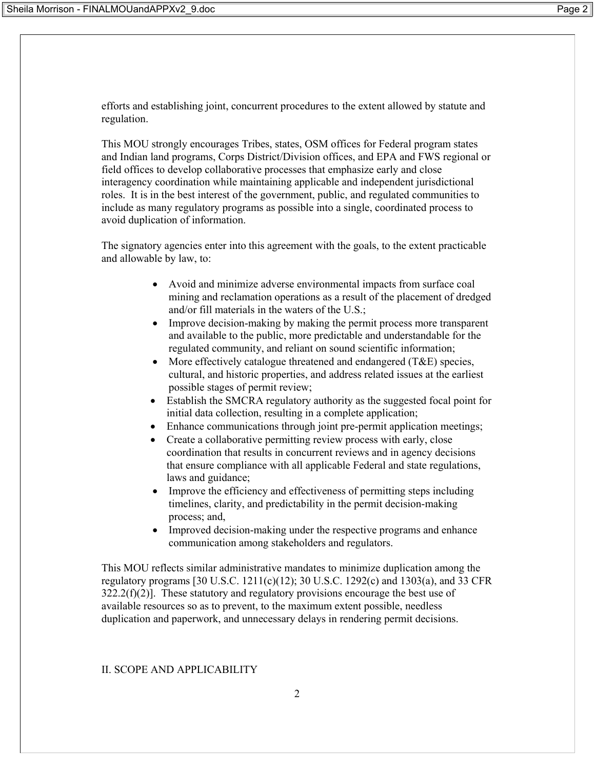efforts and establishing joint, concurrent procedures to the extent allowed by statute and regulation.

This MOU strongly encourages Tribes, states, OSM offices for Federal program states and Indian land programs, Corps District/Division offices, and EPA and FWS regional or field offices to develop collaborative processes that emphasize early and close interagency coordination while maintaining applicable and independent jurisdictional roles. It is in the best interest of the government, public, and regulated communities to include as many regulatory programs as possible into a single, coordinated process to avoid duplication of information.

The signatory agencies enter into this agreement with the goals, to the extent practicable and allowable by law, to:

- Avoid and minimize adverse environmental impacts from surface coal mining and reclamation operations as a result of the placement of dredged and/or fill materials in the waters of the U.S.;
- Improve decision-making by making the permit process more transparent and available to the public, more predictable and understandable for the regulated community, and reliant on sound scientific information;
- More effectively catalogue threatened and endangered (T&E) species, cultural, and historic properties, and address related issues at the earliest possible stages of permit review;
- Establish the SMCRA regulatory authority as the suggested focal point for initial data collection, resulting in a complete application;
- Enhance communications through joint pre-permit application meetings;
- Create a collaborative permitting review process with early, close coordination that results in concurrent reviews and in agency decisions that ensure compliance with all applicable Federal and state regulations, laws and guidance;
- Improve the efficiency and effectiveness of permitting steps including timelines, clarity, and predictability in the permit decision-making process; and,
- Improved decision-making under the respective programs and enhance communication among stakeholders and regulators.

This MOU reflects similar administrative mandates to minimize duplication among the regulatory programs [30 U.S.C. 1211(c)(12); 30 U.S.C. 1292(c) and 1303(a), and 33 CFR 322.2(f)(2)]. These statutory and regulatory provisions encourage the best use of available resources so as to prevent, to the maximum extent possible, needless duplication and paperwork, and unnecessary delays in rendering permit decisions.

## II. SCOPE AND APPLICABILITY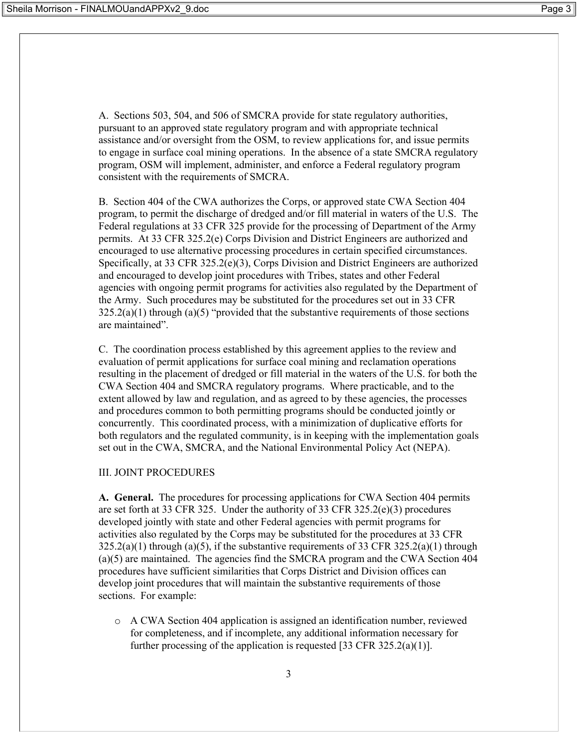A. Sections 503, 504, and 506 of SMCRA provide for state regulatory authorities, pursuant to an approved state regulatory program and with appropriate technical assistance and/or oversight from the OSM, to review applications for, and issue permits to engage in surface coal mining operations. In the absence of a state SMCRA regulatory program, OSM will implement, administer, and enforce a Federal regulatory program consistent with the requirements of SMCRA.

B. Section 404 of the CWA authorizes the Corps, or approved state CWA Section 404 program, to permit the discharge of dredged and/or fill material in waters of the U.S. The Federal regulations at 33 CFR 325 provide for the processing of Department of the Army permits. At 33 CFR 325.2(e) Corps Division and District Engineers are authorized and encouraged to use alternative processing procedures in certain specified circumstances. Specifically, at 33 CFR 325.2(e)(3), Corps Division and District Engineers are authorized and encouraged to develop joint procedures with Tribes, states and other Federal agencies with ongoing permit programs for activities also regulated by the Department of the Army. Such procedures may be substituted for the procedures set out in 33 CFR 325.2(a)(1) through (a)(5) "provided that the substantive requirements of those sections are maintained".

C. The coordination process established by this agreement applies to the review and evaluation of permit applications for surface coal mining and reclamation operations resulting in the placement of dredged or fill material in the waters of the U.S. for both the CWA Section 404 and SMCRA regulatory programs. Where practicable, and to the extent allowed by law and regulation, and as agreed to by these agencies, the processes and procedures common to both permitting programs should be conducted jointly or concurrently. This coordinated process, with a minimization of duplicative efforts for both regulators and the regulated community, is in keeping with the implementation goals set out in the CWA, SMCRA, and the National Environmental Policy Act (NEPA).

## III. JOINT PROCEDURES

**A. General.** The procedures for processing applications for CWA Section 404 permits are set forth at 33 CFR 325. Under the authority of 33 CFR 325.2(e)(3) procedures developed jointly with state and other Federal agencies with permit programs for activities also regulated by the Corps may be substituted for the procedures at 33 CFR 325.2(a)(1) through (a)(5), if the substantive requirements of 33 CFR 325.2(a)(1) through (a)(5) are maintained. The agencies find the SMCRA program and the CWA Section 404 procedures have sufficient similarities that Corps District and Division offices can develop joint procedures that will maintain the substantive requirements of those sections. For example:

- A CWA Section 404 application is assigned an identification number, reviewed for completeness, and if incomplete, any additional information necessary for further processing of the application is requested [33 CFR 325.2(a)(1)].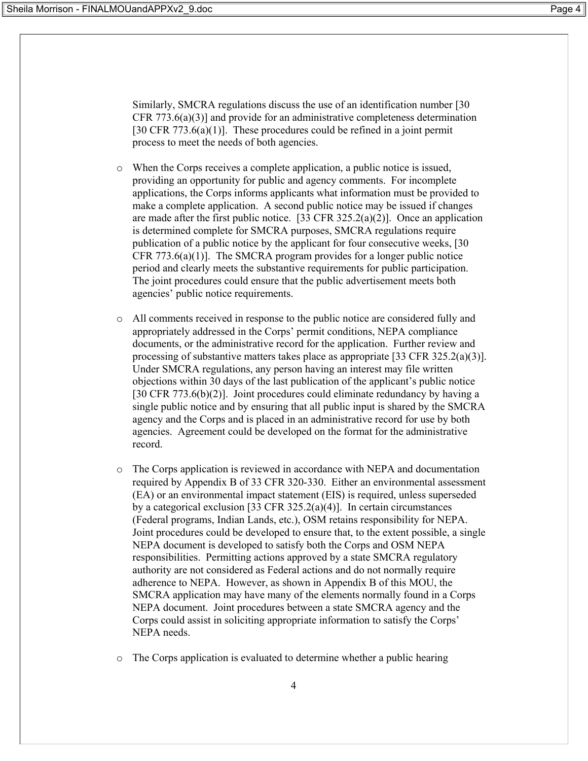Similarly, SMCRA regulations discuss the use of an identification number [30 CFR 773.6(a)(3)] and provide for an administrative completeness determination [30 CFR 773.6(a)(1)]. These procedures could be refined in a joint permit process to meet the needs of both agencies.

- When the Corps receives a complete application, a public notice is issued, providing an opportunity for public and agency comments. For incomplete applications, the Corps informs applicants what information must be provided to make a complete application. A second public notice may be issued if changes are made after the first public notice. [33 CFR 325.2(a)(2)]. Once an application is determined complete for SMCRA purposes, SMCRA regulations require publication of a public notice by the applicant for four consecutive weeks, [30 CFR 773.6(a)(1)]. The SMCRA program provides for a longer public notice period and clearly meets the substantive requirements for public participation. The joint procedures could ensure that the public advertisement meets both agencies' public notice requirements.

- All comments received in response to the public notice are considered fully and appropriately addressed in the Corps' permit conditions, NEPA compliance documents, or the administrative record for the application. Further review and processing of substantive matters takes place as appropriate [33 CFR 325.2(a)(3)]. Under SMCRA regulations, any person having an interest may file written objections within 30 days of the last publication of the applicant's public notice [30 CFR 773.6(b)(2)]. Joint procedures could eliminate redundancy by having a single public notice and by ensuring that all public input is shared by the SMCRA agency and the Corps and is placed in an administrative record for use by both agencies. Agreement could be developed on the format for the administrative record.

- The Corps application is reviewed in accordance with NEPA and documentation required by Appendix B of 33 CFR 320-330. Either an environmental assessment (EA) or an environmental impact statement (EIS) is required, unless superseded by a categorical exclusion [33 CFR 325.2(a)(4)]. In certain circumstances (Federal programs, Indian Lands, etc.), OSM retains responsibility for NEPA. Joint procedures could be developed to ensure that, to the extent possible, a single NEPA document is developed to satisfy both the Corps and OSM NEPA responsibilities. Permitting actions approved by a state SMCRA regulatory authority are not considered as Federal actions and do not normally require adherence to NEPA. However, as shown in Appendix B of this MOU, the SMCRA application may have many of the elements normally found in a Corps NEPA document. Joint procedures between a state SMCRA agency and the Corps could assist in soliciting appropriate information to satisfy the Corps' NEPA needs.

- The Corps application is evaluated to determine whether a public hearing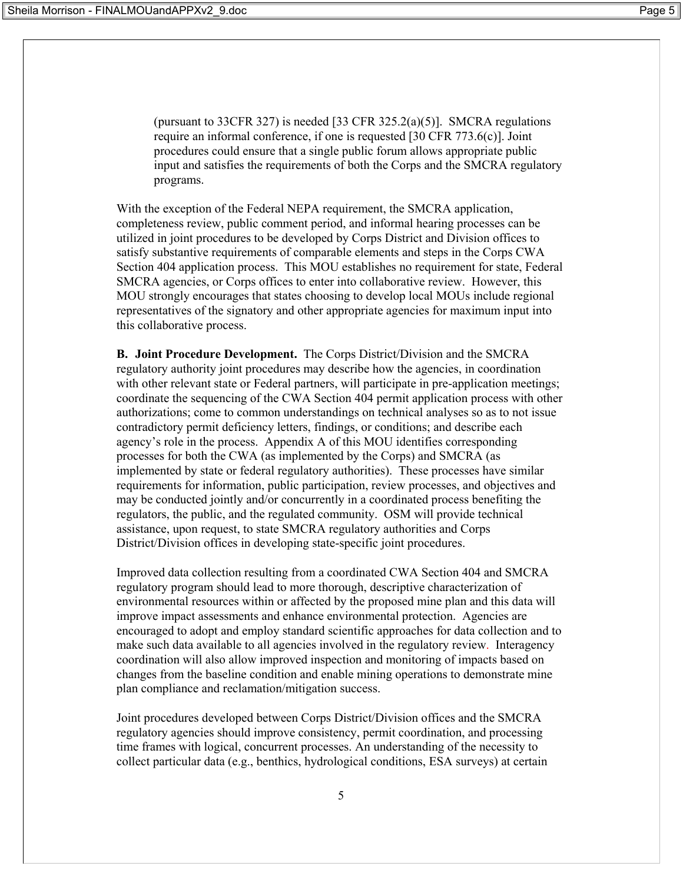(pursuant to 33CFR 327) is needed [33 CFR 325.2(a)(5)]. SMCRA regulations require an informal conference, if one is requested [30 CFR 773.6(c)]. Joint procedures could ensure that a single public forum allows appropriate public input and satisfies the requirements of both the Corps and the SMCRA regulatory programs.

With the exception of the Federal NEPA requirement, the SMCRA application, completeness review, public comment period, and informal hearing processes can be utilized in joint procedures to be developed by Corps District and Division offices to satisfy substantive requirements of comparable elements and steps in the Corps CWA Section 404 application process. This MOU establishes no requirement for state, Federal SMCRA agencies, or Corps offices to enter into collaborative review. However, this MOU strongly encourages that states choosing to develop local MOUs include regional representatives of the signatory and other appropriate agencies for maximum input into this collaborative process.

**B. Joint Procedure Development.** The Corps District/Division and the SMCRA regulatory authority joint procedures may describe how the agencies, in coordination with other relevant state or Federal partners, will participate in pre-application meetings; coordinate the sequencing of the CWA Section 404 permit application process with other authorizations; come to common understandings on technical analyses so as to not issue contradictory permit deficiency letters, findings, or conditions; and describe each agency's role in the process. Appendix A of this MOU identifies corresponding processes for both the CWA (as implemented by the Corps) and SMCRA (as implemented by state or federal regulatory authorities). These processes have similar requirements for information, public participation, review processes, and objectives and may be conducted jointly and/or concurrently in a coordinated process benefiting the regulators, the public, and the regulated community. OSM will provide technical assistance, upon request, to state SMCRA regulatory authorities and Corps District/Division offices in developing state-specific joint procedures.

Improved data collection resulting from a coordinated CWA Section 404 and SMCRA regulatory program should lead to more thorough, descriptive characterization of environmental resources within or affected by the proposed mine plan and this data will improve impact assessments and enhance environmental protection. Agencies are encouraged to adopt and employ standard scientific approaches for data collection and to make such data available to all agencies involved in the regulatory review. Interagency coordination will also allow improved inspection and monitoring of impacts based on changes from the baseline condition and enable mining operations to demonstrate mine plan compliance and reclamation/mitigation success.

Joint procedures developed between Corps District/Division offices and the SMCRA regulatory agencies should improve consistency, permit coordination, and processing time frames with logical, concurrent processes. An understanding of the necessity to collect particular data (e.g., benthics, hydrological conditions, ESA surveys) at certain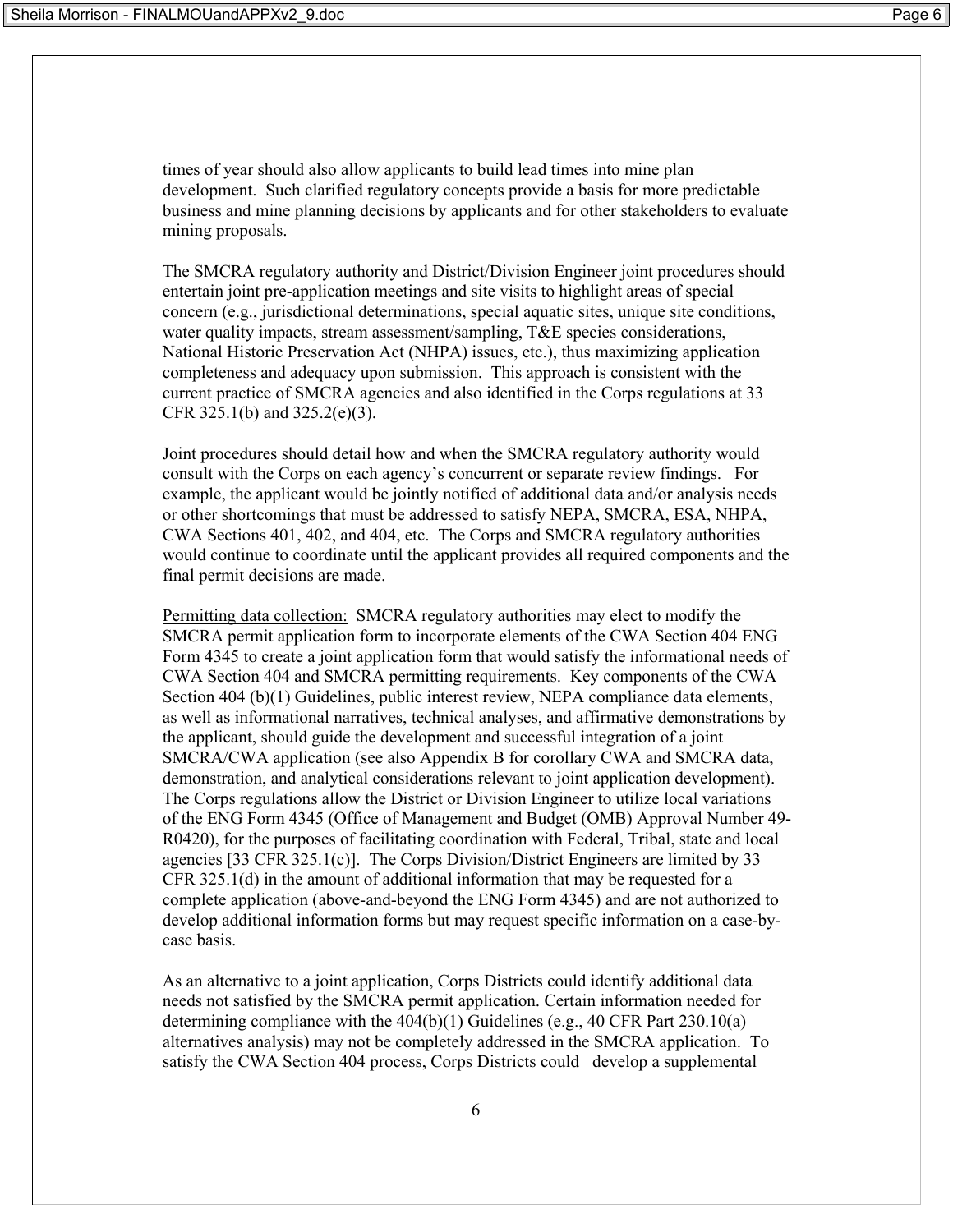times of year should also allow applicants to build lead times into mine plan development. Such clarified regulatory concepts provide a basis for more predictable business and mine planning decisions by applicants and for other stakeholders to evaluate mining proposals.

The SMCRA regulatory authority and District/Division Engineer joint procedures should entertain joint pre-application meetings and site visits to highlight areas of special concern (e.g., jurisdictional determinations, special aquatic sites, unique site conditions, water quality impacts, stream assessment/sampling, T&E species considerations, National Historic Preservation Act (NHPA) issues, etc.), thus maximizing application completeness and adequacy upon submission. This approach is consistent with the current practice of SMCRA agencies and also identified in the Corps regulations at 33 CFR 325.1(b) and 325.2(e)(3).

Joint procedures should detail how and when the SMCRA regulatory authority would consult with the Corps on each agency's concurrent or separate review findings. For example, the applicant would be jointly notified of additional data and/or analysis needs or other shortcomings that must be addressed to satisfy NEPA, SMCRA, ESA, NHPA, CWA Sections 401, 402, and 404, etc. The Corps and SMCRA regulatory authorities would continue to coordinate until the applicant provides all required components and the final permit decisions are made.

<u>Permitting data collection:</u> SMCRA regulatory authorities may elect to modify the SMCRA permit application form to incorporate elements of the CWA Section 404 ENG Form 4345 to create a joint application form that would satisfy the informational needs of CWA Section 404 and SMCRA permitting requirements. Key components of the CWA Section 404 (b)(1) Guidelines, public interest review, NEPA compliance data elements, as well as informational narratives, technical analyses, and affirmative demonstrations by the applicant, should guide the development and successful integration of a joint SMCRA/CWA application (see also Appendix B for corollary CWA and SMCRA data, demonstration, and analytical considerations relevant to joint application development). The Corps regulations allow the District or Division Engineer to utilize local variations of the ENG Form 4345 (Office of Management and Budget (OMB) Approval Number 49-R0420), for the purposes of facilitating coordination with Federal, Tribal, state and local agencies [33 CFR 325.1(c)]. The Corps Division/District Engineers are limited by 33 CFR 325.1(d) in the amount of additional information that may be requested for a complete application (above-and-beyond the ENG Form 4345) and are not authorized to develop additional information forms but may request specific information on a case-by-case basis.

As an alternative to a joint application, Corps Districts could identify additional data needs not satisfied by the SMCRA permit application. Certain information needed for determining compliance with the 404(b)(1) Guidelines (e.g., 40 CFR Part 230.10(a) alternatives analysis) may not be completely addressed in the SMCRA application. To satisfy the CWA Section 404 process, Corps Districts could develop a supplemental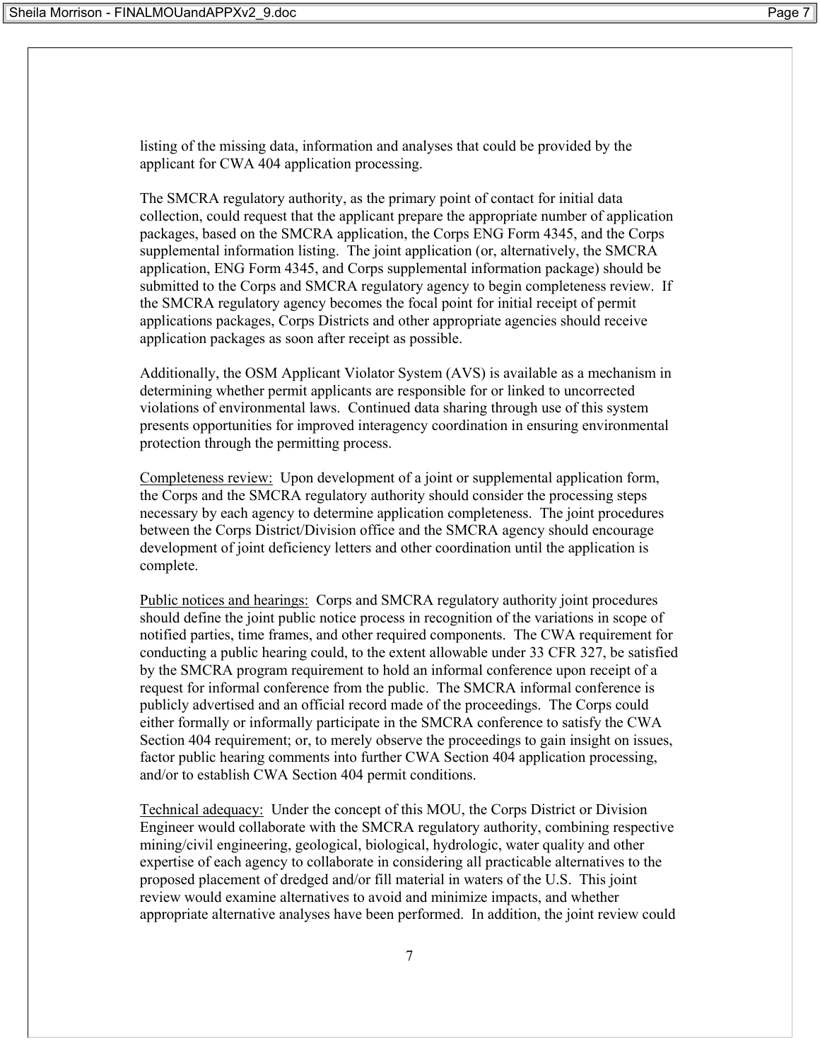listing of the missing data, information and analyses that could be provided by the applicant for CWA 404 application processing.

The SMCRA regulatory authority, as the primary point of contact for initial data collection, could request that the applicant prepare the appropriate number of application packages, based on the SMCRA application, the Corps ENG Form 4345, and the Corps supplemental information listing. The joint application (or, alternatively, the SMCRA application, ENG Form 4345, and Corps supplemental information package) should be submitted to the Corps and SMCRA regulatory agency to begin completeness review. If the SMCRA regulatory agency becomes the focal point for initial receipt of permit applications packages, Corps Districts and other appropriate agencies should receive application packages as soon after receipt as possible.

Additionally, the OSM Applicant Violator System (AVS) is available as a mechanism in determining whether permit applicants are responsible for or linked to uncorrected violations of environmental laws. Continued data sharing through use of this system presents opportunities for improved interagency coordination in ensuring environmental protection through the permitting process.

<u>Completeness review:</u> Upon development of a joint or supplemental application form, the Corps and the SMCRA regulatory authority should consider the processing steps necessary by each agency to determine application completeness. The joint procedures between the Corps District/Division office and the SMCRA agency should encourage development of joint deficiency letters and other coordination until the application is complete.

<u>Public notices and hearings:</u> Corps and SMCRA regulatory authority joint procedures should define the joint public notice process in recognition of the variations in scope of notified parties, time frames, and other required components. The CWA requirement for conducting a public hearing could, to the extent allowable under 33 CFR 327, be satisfied by the SMCRA program requirement to hold an informal conference upon receipt of a request for informal conference from the public. The SMCRA informal conference is publicly advertised and an official record made of the proceedings. The Corps could either formally or informally participate in the SMCRA conference to satisfy the CWA Section 404 requirement; or, to merely observe the proceedings to gain insight on issues, factor public hearing comments into further CWA Section 404 application processing, and/or to establish CWA Section 404 permit conditions.

<u>Technical adequacy:</u> Under the concept of this MOU, the Corps District or Division Engineer would collaborate with the SMCRA regulatory authority, combining respective mining/civil engineering, geological, biological, hydrologic, water quality and other expertise of each agency to collaborate in considering all practicable alternatives to the proposed placement of dredged and/or fill material in waters of the U.S. This joint review would examine alternatives to avoid and minimize impacts, and whether appropriate alternative analyses have been performed. In addition, the joint review could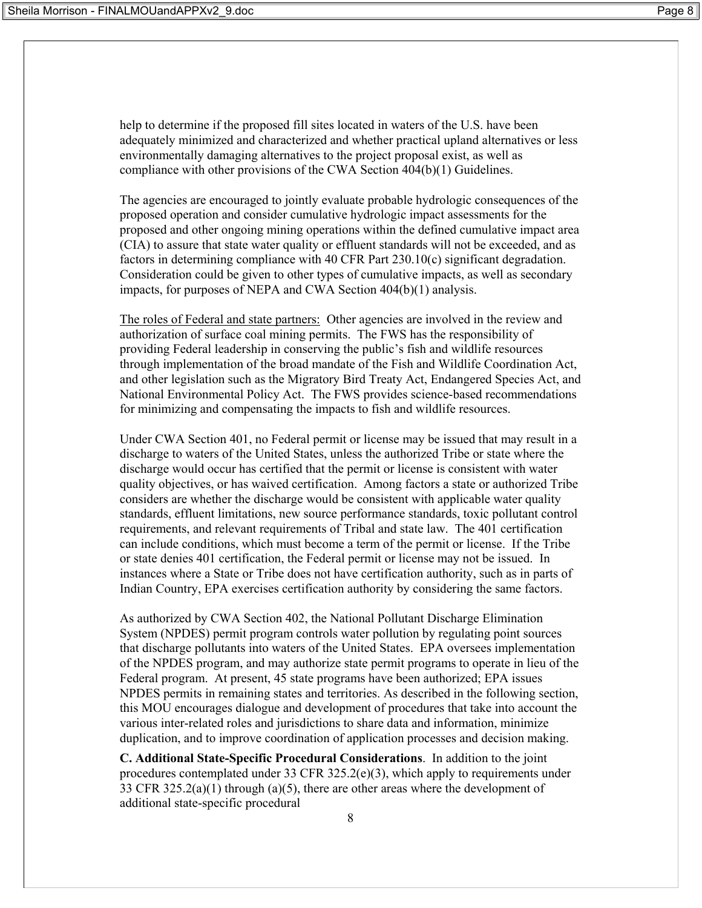help to determine if the proposed fill sites located in waters of the U.S. have been adequately minimized and characterized and whether practical upland alternatives or less environmentally damaging alternatives to the project proposal exist, as well as compliance with other provisions of the CWA Section 404(b)(1) Guidelines.

The agencies are encouraged to jointly evaluate probable hydrologic consequences of the proposed operation and consider cumulative hydrologic impact assessments for the proposed and other ongoing mining operations within the defined cumulative impact area (CIA) to assure that state water quality or effluent standards will not be exceeded, and as factors in determining compliance with 40 CFR Part 230.10(c) significant degradation. Consideration could be given to other types of cumulative impacts, as well as secondary impacts, for purposes of NEPA and CWA Section 404(b)(1) analysis.

<u>The roles of Federal and state partners:</u> Other agencies are involved in the review and authorization of surface coal mining permits. The FWS has the responsibility of providing Federal leadership in conserving the public's fish and wildlife resources through implementation of the broad mandate of the Fish and Wildlife Coordination Act, and other legislation such as the Migratory Bird Treaty Act, Endangered Species Act, and National Environmental Policy Act. The FWS provides science-based recommendations for minimizing and compensating the impacts to fish and wildlife resources.

Under CWA Section 401, no Federal permit or license may be issued that may result in a discharge to waters of the United States, unless the authorized Tribe or state where the discharge would occur has certified that the permit or license is consistent with water quality objectives, or has waived certification. Among factors a state or authorized Tribe considers are whether the discharge would be consistent with applicable water quality standards, effluent limitations, new source performance standards, toxic pollutant control requirements, and relevant requirements of Tribal and state law. The 401 certification can include conditions, which must become a term of the permit or license. If the Tribe or state denies 401 certification, the Federal permit or license may not be issued. In instances where a State or Tribe does not have certification authority, such as in parts of Indian Country, EPA exercises certification authority by considering the same factors.

As authorized by CWA Section 402, the National Pollutant Discharge Elimination System (NPDES) permit program controls water pollution by regulating point sources that discharge pollutants into waters of the United States. EPA oversees implementation of the NPDES program, and may authorize state permit programs to operate in lieu of the Federal program. At present, 45 state programs have been authorized; EPA issues NPDES permits in remaining states and territories. As described in the following section, this MOU encourages dialogue and development of procedures that take into account the various inter-related roles and jurisdictions to share data and information, minimize duplication, and to improve coordination of application processes and decision making.

**C. Additional State-Specific Procedural Considerations**. In addition to the joint procedures contemplated under 33 CFR 325.2(e)(3), which apply to requirements under 33 CFR 325.2(a)(1) through (a)(5), there are other areas where the development of additional state-specific procedural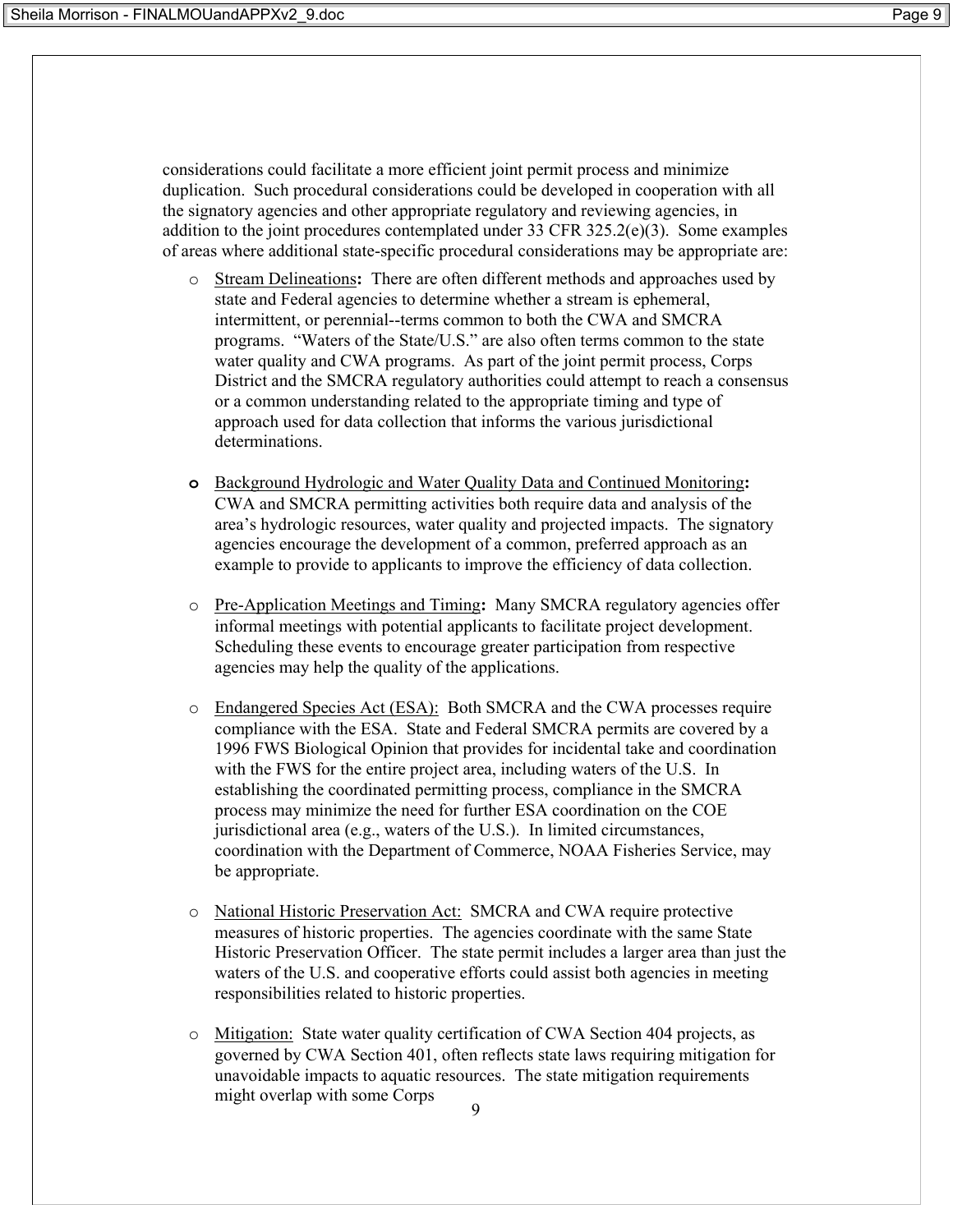considerations could facilitate a more efficient joint permit process and minimize duplication. Such procedural considerations could be developed in cooperation with all the signatory agencies and other appropriate regulatory and reviewing agencies, in addition to the joint procedures contemplated under 33 CFR 325.2(e)(3). Some examples of areas where additional state-specific procedural considerations may be appropriate are:

- Stream Delineations**:** There are often different methods and approaches used by state and Federal agencies to determine whether a stream is ephemeral, intermittent, or perennial--terms common to both the CWA and SMCRA programs. "Waters of the State/U.S." are also often terms common to the state water quality and CWA programs. As part of the joint permit process, Corps District and the SMCRA regulatory authorities could attempt to reach a consensus or a common understanding related to the appropriate timing and type of approach used for data collection that informs the various jurisdictional determinations.

- Background Hydrologic and Water Quality Data and Continued Monitoring**:** CWA and SMCRA permitting activities both require data and analysis of the area's hydrologic resources, water quality and projected impacts. The signatory agencies encourage the development of a common, preferred approach as an example to provide to applicants to improve the efficiency of data collection.

- Pre-Application Meetings and Timing**:** Many SMCRA regulatory agencies offer informal meetings with potential applicants to facilitate project development. Scheduling these events to encourage greater participation from respective agencies may help the quality of the applications.

- Endangered Species Act (ESA): Both SMCRA and the CWA processes require compliance with the ESA. State and Federal SMCRA permits are covered by a 1996 FWS Biological Opinion that provides for incidental take and coordination with the FWS for the entire project area, including waters of the U.S. In establishing the coordinated permitting process, compliance in the SMCRA process may minimize the need for further ESA coordination on the COE jurisdictional area (e.g., waters of the U.S.). In limited circumstances, coordination with the Department of Commerce, NOAA Fisheries Service, may be appropriate.

- National Historic Preservation Act: SMCRA and CWA require protective measures of historic properties. The agencies coordinate with the same State Historic Preservation Officer. The state permit includes a larger area than just the waters of the U.S. and cooperative efforts could assist both agencies in meeting responsibilities related to historic properties.

- Mitigation: State water quality certification of CWA Section 404 projects, as governed by CWA Section 401, often reflects state laws requiring mitigation for unavoidable impacts to aquatic resources. The state mitigation requirements might overlap with some Corps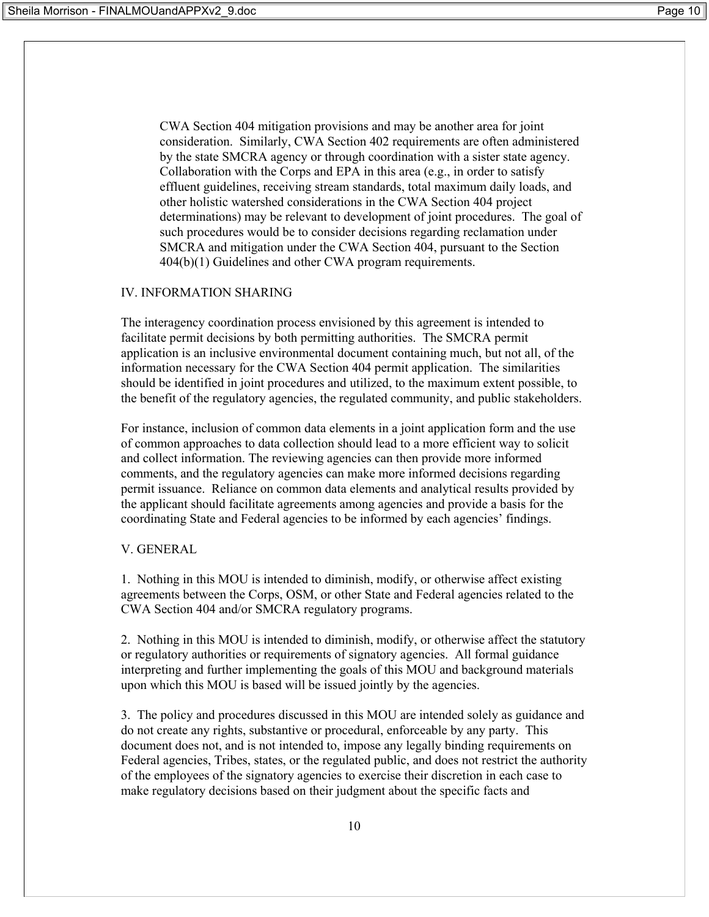CWA Section 404 mitigation provisions and may be another area for joint consideration. Similarly, CWA Section 402 requirements are often administered by the state SMCRA agency or through coordination with a sister state agency. Collaboration with the Corps and EPA in this area (e.g., in order to satisfy effluent guidelines, receiving stream standards, total maximum daily loads, and other holistic watershed considerations in the CWA Section 404 project determinations) may be relevant to development of joint procedures. The goal of such procedures would be to consider decisions regarding reclamation under SMCRA and mitigation under the CWA Section 404, pursuant to the Section 404(b)(1) Guidelines and other CWA program requirements.

## IV. INFORMATION SHARING

The interagency coordination process envisioned by this agreement is intended to facilitate permit decisions by both permitting authorities. The SMCRA permit application is an inclusive environmental document containing much, but not all, of the information necessary for the CWA Section 404 permit application. The similarities should be identified in joint procedures and utilized, to the maximum extent possible, to the benefit of the regulatory agencies, the regulated community, and public stakeholders.

For instance, inclusion of common data elements in a joint application form and the use of common approaches to data collection should lead to a more efficient way to solicit and collect information. The reviewing agencies can then provide more informed comments, and the regulatory agencies can make more informed decisions regarding permit issuance. Reliance on common data elements and analytical results provided by the applicant should facilitate agreements among agencies and provide a basis for the coordinating State and Federal agencies to be informed by each agencies' findings.

## V. GENERAL

1. Nothing in this MOU is intended to diminish, modify, or otherwise affect existing agreements between the Corps, OSM, or other State and Federal agencies related to the CWA Section 404 and/or SMCRA regulatory programs.

2. Nothing in this MOU is intended to diminish, modify, or otherwise affect the statutory or regulatory authorities or requirements of signatory agencies. All formal guidance interpreting and further implementing the goals of this MOU and background materials upon which this MOU is based will be issued jointly by the agencies.

3. The policy and procedures discussed in this MOU are intended solely as guidance and do not create any rights, substantive or procedural, enforceable by any party. This document does not, and is not intended to, impose any legally binding requirements on Federal agencies, Tribes, states, or the regulated public, and does not restrict the authority of the employees of the signatory agencies to exercise their discretion in each case to make regulatory decisions based on their judgment about the specific facts and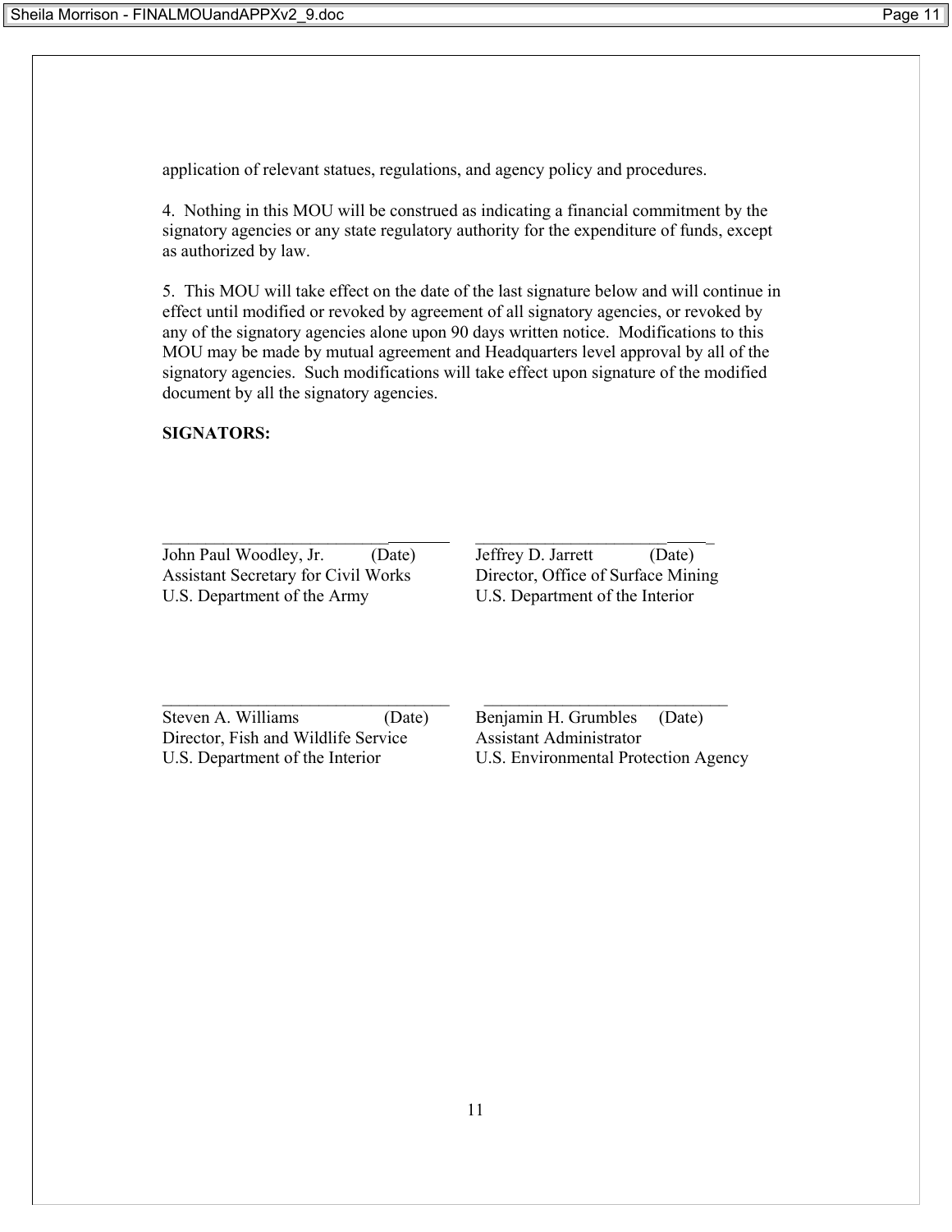application of relevant statues, regulations, and agency policy and procedures.

4. Nothing in this MOU will be construed as indicating a financial commitment by the signatory agencies or any state regulatory authority for the expenditure of funds, except as authorized by law.

5. This MOU will take effect on the date of the last signature below and will continue in effect until modified or revoked by agreement of all signatory agencies, or revoked by any of the signatory agencies alone upon 90 days written notice. Modifications to this MOU may be made by mutual agreement and Headquarters level approval by all of the signatory agencies. Such modifications will take effect upon signature of the modified document by all the signatory agencies.

**SIGNATORS:**

______________________________
John Paul Woodley, Jr. (Date)
Assistant Secretary for Civil Works
U.S. Department of the Army

______________________________
Jeffrey D. Jarrett (Date)
Director, Office of Surface Mining
U.S. Department of the Interior

______________________________
Steven A. Williams (Date)
Director, Fish and Wildlife Service
U.S. Department of the Interior

______________________________
Benjamin H. Grumbles (Date)
Assistant Administrator
U.S. Environmental Protection Agency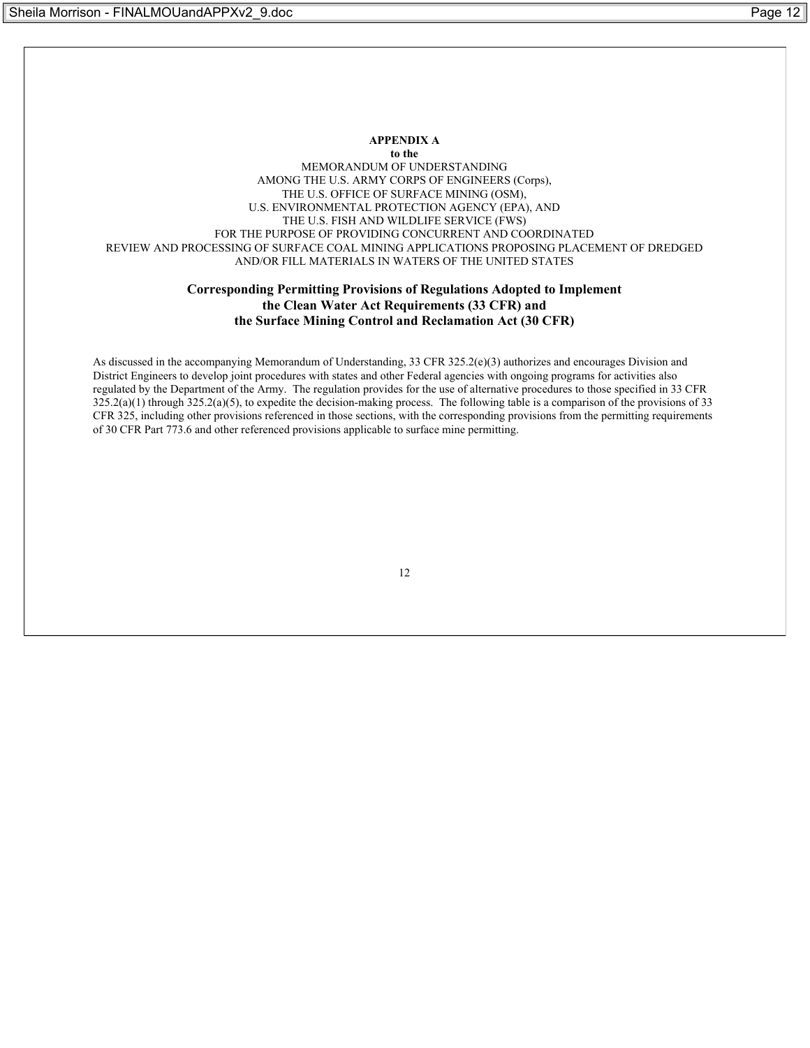**APPENDIX A**

**to the**

MEMORANDUM OF UNDERSTANDING
AMONG THE U.S. ARMY CORPS OF ENGINEERS (Corps),
THE U.S. OFFICE OF SURFACE MINING (OSM),
U.S. ENVIRONMENTAL PROTECTION AGENCY (EPA), AND
THE U.S. FISH AND WILDLIFE SERVICE (FWS)
FOR THE PURPOSE OF PROVIDING CONCURRENT AND COORDINATED
REVIEW AND PROCESSING OF SURFACE COAL MINING APPLICATIONS PROPOSING PLACEMENT OF DREDGED
AND/OR FILL MATERIALS IN WATERS OF THE UNITED STATES

## Corresponding Permitting Provisions of Regulations Adopted to Implement the Clean Water Act Requirements (33 CFR) and the Surface Mining Control and Reclamation Act (30 CFR)

As discussed in the accompanying Memorandum of Understanding, 33 CFR 325.2(e)(3) authorizes and encourages Division and District Engineers to develop joint procedures with states and other Federal agencies with ongoing programs for activities also regulated by the Department of the Army. The regulation provides for the use of alternative procedures to those specified in 33 CFR 325.2(a)(1) through 325.2(a)(5), to expedite the decision-making process. The following table is a comparison of the provisions of 33 CFR 325, including other provisions referenced in those sections, with the corresponding provisions from the permitting requirements of 30 CFR Part 773.6 and other referenced provisions applicable to surface mine permitting.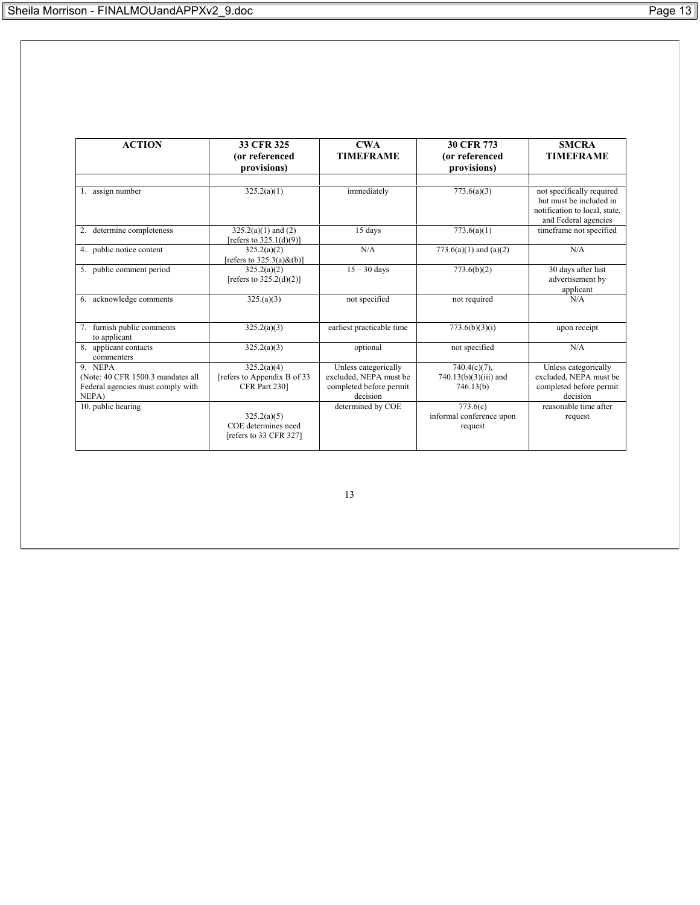| ACTION | 33 CFR 325 (or referenced provisions) | CWA TIMEFRAME | 30 CFR 773 (or referenced provisions) | SMCRA TIMEFRAME |
|---|---|---|---|---|
| | | | | |
| 1. assign number | 325.2(a)(1) | immediately | 773.6(a)(3) | not specifically required but must be included in notification to local, state, and Federal agencies |
| 2. determine completeness | 325.2(a)(1) and (2) [refers to 325.1(d)(9)] | 15 days | 773.6(a)(1) | timeframe not specified |
| 4. public notice content | 325.2(a)(2) [refers to 325.3(a)&(b)] | N/A | 773.6(a)(1) and (a)(2) | N/A |
| 5. public comment period | 325.2(a)(2) [refers to 325.2(d)(2)] | 15 – 30 days | 773.6(b)(2) | 30 days after last advertisement by applicant |
| 6. acknowledge comments | 325.(a)(3) | not specified | not required | N/A |
| 7. furnish public comments to applicant | 325.2(a)(3) | earliest practicable time | 773.6(b)(3)(i) | upon receipt |
| 8. applicant contacts commenters | 325.2(a)(3) | optional | not specified | N/A |
| 9. NEPA (Note: 40 CFR 1500.3 mandates all Federal agencies must comply with NEPA) | 325.2(a)(4) [refers to Appendix B of 33 CFR Part 230] | Unless categorically excluded, NEPA must be completed before permit decision | 740.4(c)(7), 740.13(b)(3)(iii) and 746.13(b) | Unless categorically excluded, NEPA must be completed before permit decision |
| 10. public hearing | 325.2(a)(5) COE determines need [refers to 33 CFR 327] | determined by COE | 773.6(c) informal conference upon request | reasonable time after request |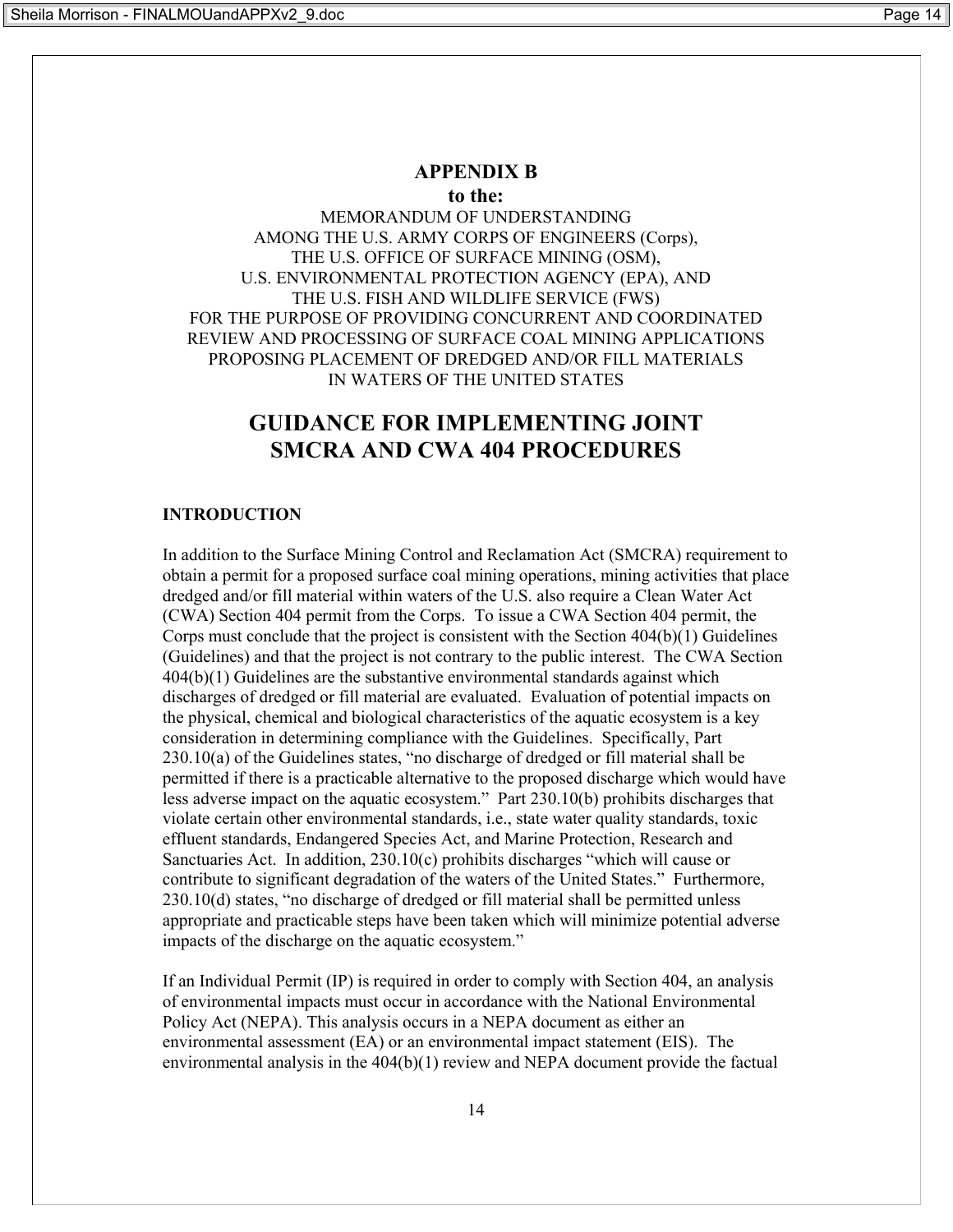# APPENDIX B

**to the:**

MEMORANDUM OF UNDERSTANDING
AMONG THE U.S. ARMY CORPS OF ENGINEERS (Corps),
THE U.S. OFFICE OF SURFACE MINING (OSM),
U.S. ENVIRONMENTAL PROTECTION AGENCY (EPA), AND
THE U.S. FISH AND WILDLIFE SERVICE (FWS)
FOR THE PURPOSE OF PROVIDING CONCURRENT AND COORDINATED
REVIEW AND PROCESSING OF SURFACE COAL MINING APPLICATIONS
PROPOSING PLACEMENT OF DREDGED AND/OR FILL MATERIALS
IN WATERS OF THE UNITED STATES

## GUIDANCE FOR IMPLEMENTING JOINT SMCRA AND CWA 404 PROCEDURES

### INTRODUCTION

In addition to the Surface Mining Control and Reclamation Act (SMCRA) requirement to obtain a permit for a proposed surface coal mining operations, mining activities that place dredged and/or fill material within waters of the U.S. also require a Clean Water Act (CWA) Section 404 permit from the Corps. To issue a CWA Section 404 permit, the Corps must conclude that the project is consistent with the Section 404(b)(1) Guidelines (Guidelines) and that the project is not contrary to the public interest. The CWA Section 404(b)(1) Guidelines are the substantive environmental standards against which discharges of dredged or fill material are evaluated. Evaluation of potential impacts on the physical, chemical and biological characteristics of the aquatic ecosystem is a key consideration in determining compliance with the Guidelines. Specifically, Part 230.10(a) of the Guidelines states, "no discharge of dredged or fill material shall be permitted if there is a practicable alternative to the proposed discharge which would have less adverse impact on the aquatic ecosystem." Part 230.10(b) prohibits discharges that violate certain other environmental standards, i.e., state water quality standards, toxic effluent standards, Endangered Species Act, and Marine Protection, Research and Sanctuaries Act. In addition, 230.10(c) prohibits discharges "which will cause or contribute to significant degradation of the waters of the United States." Furthermore, 230.10(d) states, "no discharge of dredged or fill material shall be permitted unless appropriate and practicable steps have been taken which will minimize potential adverse impacts of the discharge on the aquatic ecosystem."

If an Individual Permit (IP) is required in order to comply with Section 404, an analysis of environmental impacts must occur in accordance with the National Environmental Policy Act (NEPA). This analysis occurs in a NEPA document as either an environmental assessment (EA) or an environmental impact statement (EIS). The environmental analysis in the 404(b)(1) review and NEPA document provide the factual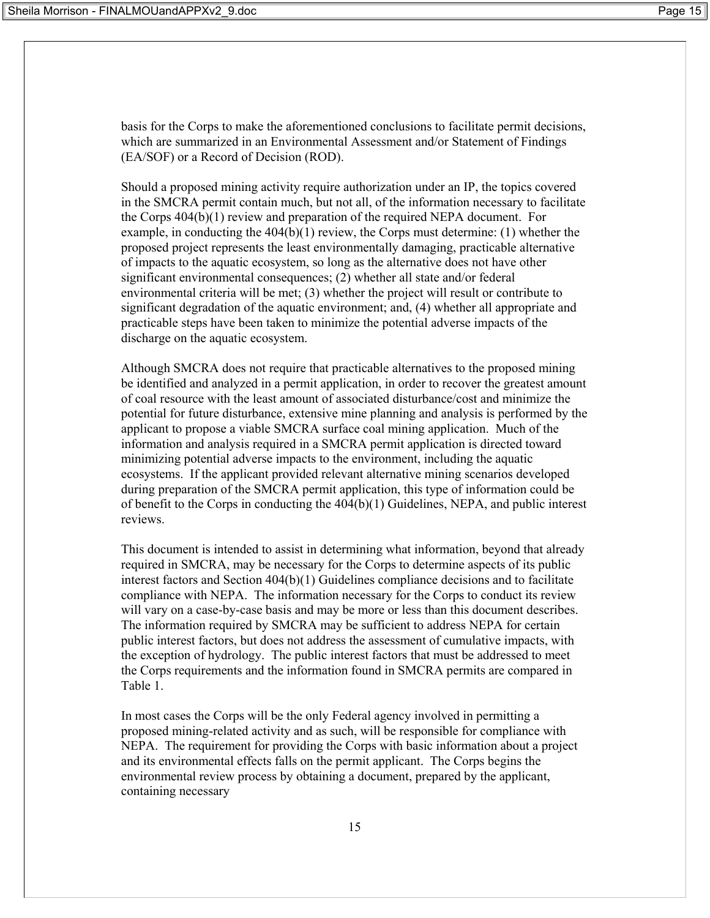basis for the Corps to make the aforementioned conclusions to facilitate permit decisions, which are summarized in an Environmental Assessment and/or Statement of Findings (EA/SOF) or a Record of Decision (ROD).

Should a proposed mining activity require authorization under an IP, the topics covered in the SMCRA permit contain much, but not all, of the information necessary to facilitate the Corps 404(b)(1) review and preparation of the required NEPA document. For example, in conducting the 404(b)(1) review, the Corps must determine: (1) whether the proposed project represents the least environmentally damaging, practicable alternative of impacts to the aquatic ecosystem, so long as the alternative does not have other significant environmental consequences; (2) whether all state and/or federal environmental criteria will be met; (3) whether the project will result or contribute to significant degradation of the aquatic environment; and, (4) whether all appropriate and practicable steps have been taken to minimize the potential adverse impacts of the discharge on the aquatic ecosystem.

Although SMCRA does not require that practicable alternatives to the proposed mining be identified and analyzed in a permit application, in order to recover the greatest amount of coal resource with the least amount of associated disturbance/cost and minimize the potential for future disturbance, extensive mine planning and analysis is performed by the applicant to propose a viable SMCRA surface coal mining application. Much of the information and analysis required in a SMCRA permit application is directed toward minimizing potential adverse impacts to the environment, including the aquatic ecosystems. If the applicant provided relevant alternative mining scenarios developed during preparation of the SMCRA permit application, this type of information could be of benefit to the Corps in conducting the 404(b)(1) Guidelines, NEPA, and public interest reviews.

This document is intended to assist in determining what information, beyond that already required in SMCRA, may be necessary for the Corps to determine aspects of its public interest factors and Section 404(b)(1) Guidelines compliance decisions and to facilitate compliance with NEPA. The information necessary for the Corps to conduct its review will vary on a case-by-case basis and may be more or less than this document describes. The information required by SMCRA may be sufficient to address NEPA for certain public interest factors, but does not address the assessment of cumulative impacts, with the exception of hydrology. The public interest factors that must be addressed to meet the Corps requirements and the information found in SMCRA permits are compared in Table 1.

In most cases the Corps will be the only Federal agency involved in permitting a proposed mining-related activity and as such, will be responsible for compliance with NEPA. The requirement for providing the Corps with basic information about a project and its environmental effects falls on the permit applicant. The Corps begins the environmental review process by obtaining a document, prepared by the applicant, containing necessary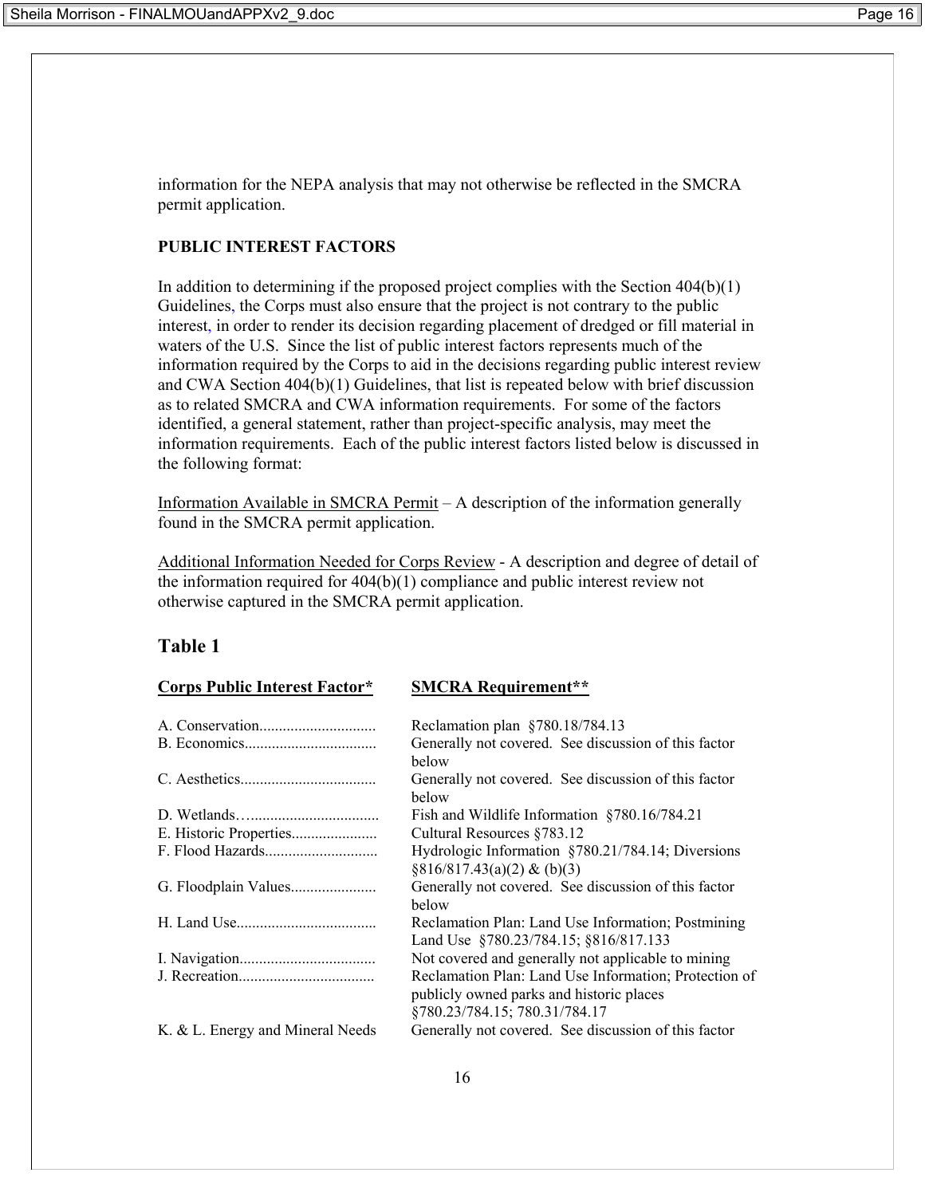information for the NEPA analysis that may not otherwise be reflected in the SMCRA permit application.

**PUBLIC INTEREST FACTORS**

In addition to determining if the proposed project complies with the Section 404(b)(1) Guidelines, the Corps must also ensure that the project is not contrary to the public interest, in order to render its decision regarding placement of dredged or fill material in waters of the U.S. Since the list of public interest factors represents much of the information required by the Corps to aid in the decisions regarding public interest review and CWA Section 404(b)(1) Guidelines, that list is repeated below with brief discussion as to related SMCRA and CWA information requirements. For some of the factors identified, a general statement, rather than project-specific analysis, may meet the information requirements. Each of the public interest factors listed below is discussed in the following format:

<u>Information Available in SMCRA Permit</u> – A description of the information generally found in the SMCRA permit application.

<u>Additional Information Needed for Corps Review</u> - A description and degree of detail of the information required for 404(b)(1) compliance and public interest review not otherwise captured in the SMCRA permit application.

## Table 1

| **Corps Public Interest Factor*** | **SMCRA Requirement**** |
|---|---|
| A. Conservation | Reclamation plan §780.18/784.13 |
| B. Economics | Generally not covered. See discussion of this factor below |
| C. Aesthetics | Generally not covered. See discussion of this factor below |
| D. Wetlands | Fish and Wildlife Information §780.16/784.21 |
| E. Historic Properties | Cultural Resources §783.12 |
| F. Flood Hazards | Hydrologic Information §780.21/784.14; Diversions §816/817.43(a)(2) & (b)(3) |
| G. Floodplain Values | Generally not covered. See discussion of this factor below |
| H. Land Use | Reclamation Plan: Land Use Information; Postmining Land Use §780.23/784.15; §816/817.133 |
| I. Navigation | Not covered and generally not applicable to mining |
| J. Recreation | Reclamation Plan: Land Use Information; Protection of publicly owned parks and historic places §780.23/784.15; 780.31/784.17 |
| K. & L. Energy and Mineral Needs | Generally not covered. See discussion of this factor |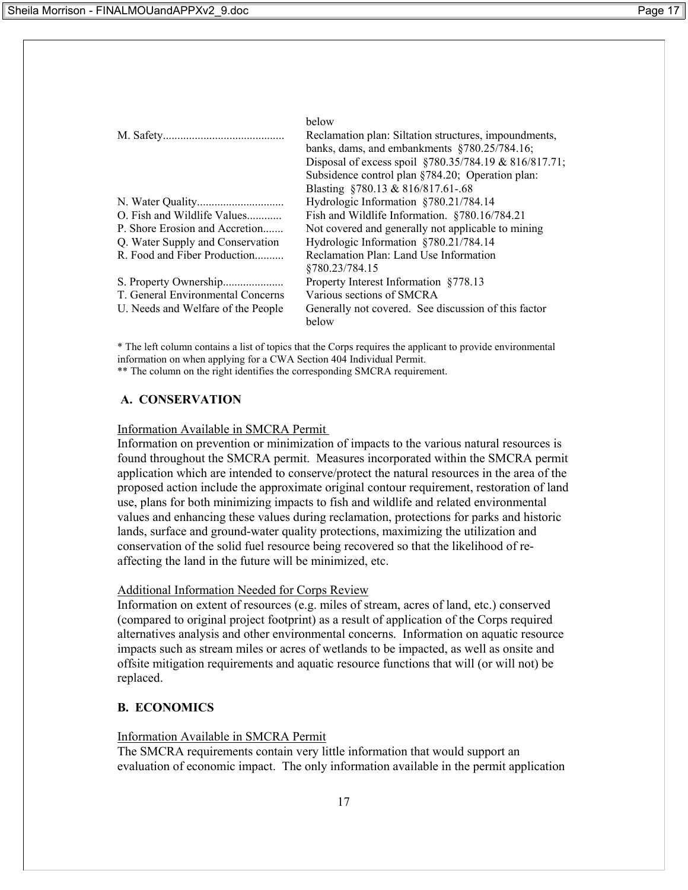| | |
|---|---|
| | below |
| M. Safety.......................................... | Reclamation plan: Siltation structures, impoundments, banks, dams, and embankments §780.25/784.16; Disposal of excess spoil §780.35/784.19 & 816/817.71; Subsidence control plan §784.20; Operation plan: Blasting §780.13 & 816/817.61-.68 |
| N. Water Quality.............................. | Hydrologic Information §780.21/784.14 |
| O. Fish and Wildlife Values............ | Fish and Wildlife Information. §780.16/784.21 |
| P. Shore Erosion and Accretion....... | Not covered and generally not applicable to mining |
| Q. Water Supply and Conservation | Hydrologic Information §780.21/784.14 |
| R. Food and Fiber Production.......... | Reclamation Plan: Land Use Information §780.23/784.15 |
| S. Property Ownership..................... | Property Interest Information §778.13 |
| T. General Environmental Concerns | Various sections of SMCRA |
| U. Needs and Welfare of the People | Generally not covered. See discussion of this factor below |

* The left column contains a list of topics that the Corps requires the applicant to provide environmental information on when applying for a CWA Section 404 Individual Permit.
** The column on the right identifies the corresponding SMCRA requirement.

**A. CONSERVATION**

Information Available in SMCRA Permit
Information on prevention or minimization of impacts to the various natural resources is found throughout the SMCRA permit. Measures incorporated within the SMCRA permit application which are intended to conserve/protect the natural resources in the area of the proposed action include the approximate original contour requirement, restoration of land use, plans for both minimizing impacts to fish and wildlife and related environmental values and enhancing these values during reclamation, protections for parks and historic lands, surface and ground-water quality protections, maximizing the utilization and conservation of the solid fuel resource being recovered so that the likelihood of re-affecting the land in the future will be minimized, etc.

Additional Information Needed for Corps Review
Information on extent of resources (e.g. miles of stream, acres of land, etc.) conserved (compared to original project footprint) as a result of application of the Corps required alternatives analysis and other environmental concerns. Information on aquatic resource impacts such as stream miles or acres of wetlands to be impacted, as well as onsite and offsite mitigation requirements and aquatic resource functions that will (or will not) be replaced.

**B. ECONOMICS**

Information Available in SMCRA Permit
The SMCRA requirements contain very little information that would support an evaluation of economic impact. The only information available in the permit application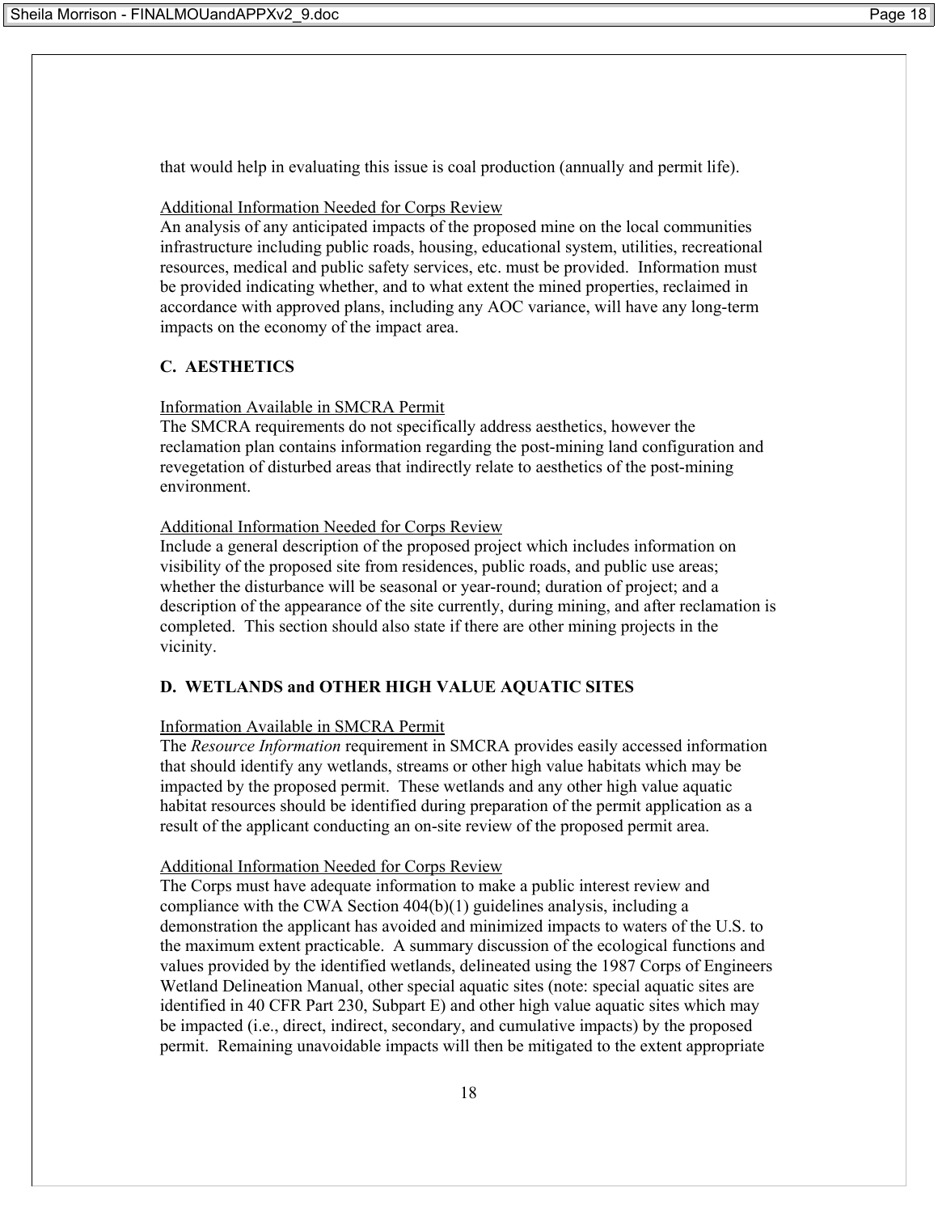that would help in evaluating this issue is coal production (annually and permit life).

Additional Information Needed for Corps Review

An analysis of any anticipated impacts of the proposed mine on the local communities infrastructure including public roads, housing, educational system, utilities, recreational resources, medical and public safety services, etc. must be provided. Information must be provided indicating whether, and to what extent the mined properties, reclaimed in accordance with approved plans, including any AOC variance, will have any long-term impacts on the economy of the impact area.

### C. AESTHETICS

Information Available in SMCRA Permit

The SMCRA requirements do not specifically address aesthetics, however the reclamation plan contains information regarding the post-mining land configuration and revegetation of disturbed areas that indirectly relate to aesthetics of the post-mining environment.

Additional Information Needed for Corps Review

Include a general description of the proposed project which includes information on visibility of the proposed site from residences, public roads, and public use areas; whether the disturbance will be seasonal or year-round; duration of project; and a description of the appearance of the site currently, during mining, and after reclamation is completed. This section should also state if there are other mining projects in the vicinity.

### D. WETLANDS and OTHER HIGH VALUE AQUATIC SITES

Information Available in SMCRA Permit

The *Resource Information* requirement in SMCRA provides easily accessed information that should identify any wetlands, streams or other high value habitats which may be impacted by the proposed permit. These wetlands and any other high value aquatic habitat resources should be identified during preparation of the permit application as a result of the applicant conducting an on-site review of the proposed permit area.

Additional Information Needed for Corps Review

The Corps must have adequate information to make a public interest review and compliance with the CWA Section 404(b)(1) guidelines analysis, including a demonstration the applicant has avoided and minimized impacts to waters of the U.S. to the maximum extent practicable. A summary discussion of the ecological functions and values provided by the identified wetlands, delineated using the 1987 Corps of Engineers Wetland Delineation Manual, other special aquatic sites (note: special aquatic sites are identified in 40 CFR Part 230, Subpart E) and other high value aquatic sites which may be impacted (i.e., direct, indirect, secondary, and cumulative impacts) by the proposed permit. Remaining unavoidable impacts will then be mitigated to the extent appropriate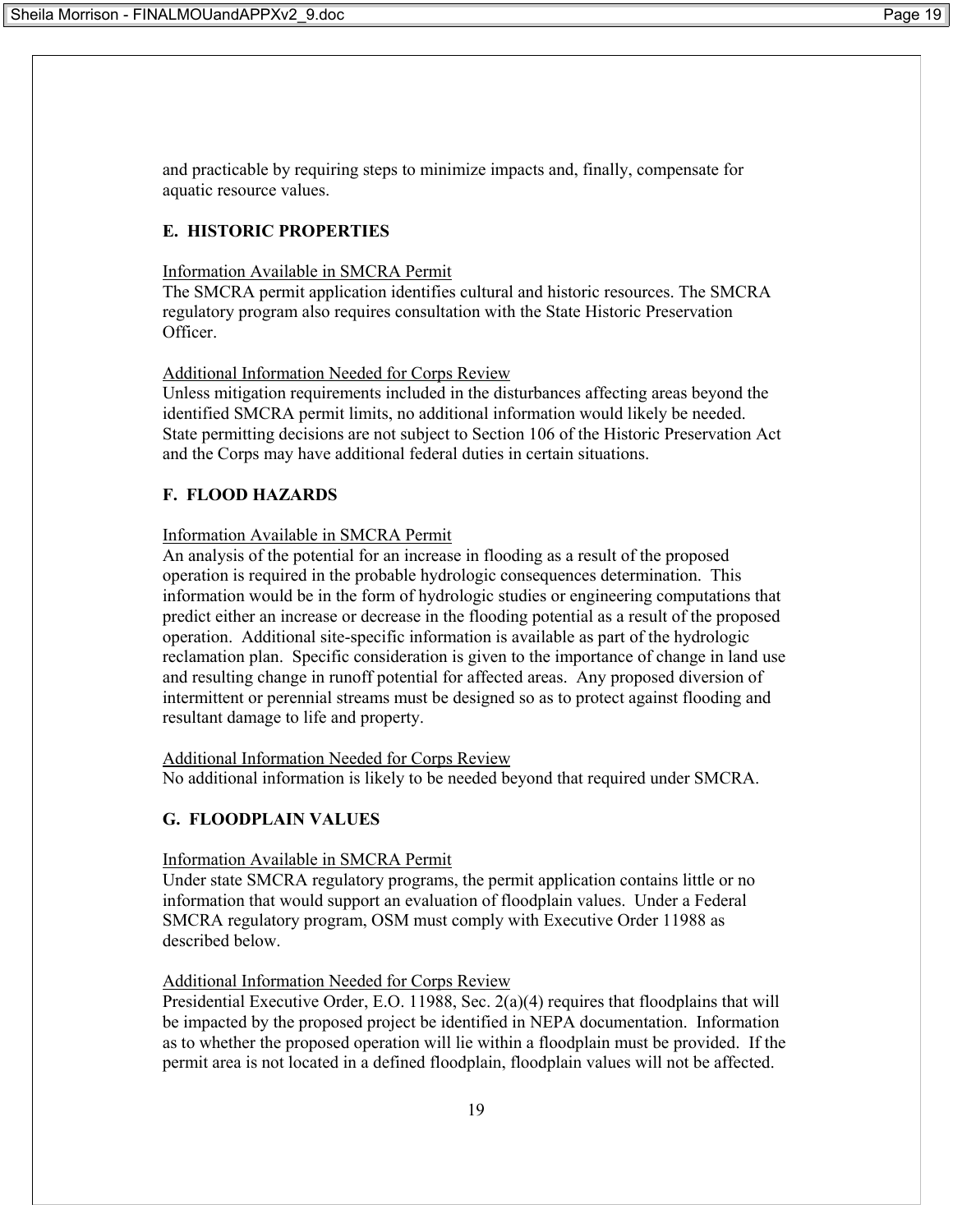and practicable by requiring steps to minimize impacts and, finally, compensate for aquatic resource values.

## E. HISTORIC PROPERTIES

Information Available in SMCRA Permit

The SMCRA permit application identifies cultural and historic resources. The SMCRA regulatory program also requires consultation with the State Historic Preservation Officer.

Additional Information Needed for Corps Review

Unless mitigation requirements included in the disturbances affecting areas beyond the identified SMCRA permit limits, no additional information would likely be needed. State permitting decisions are not subject to Section 106 of the Historic Preservation Act and the Corps may have additional federal duties in certain situations.

## F. FLOOD HAZARDS

Information Available in SMCRA Permit

An analysis of the potential for an increase in flooding as a result of the proposed operation is required in the probable hydrologic consequences determination. This information would be in the form of hydrologic studies or engineering computations that predict either an increase or decrease in the flooding potential as a result of the proposed operation. Additional site-specific information is available as part of the hydrologic reclamation plan. Specific consideration is given to the importance of change in land use and resulting change in runoff potential for affected areas. Any proposed diversion of intermittent or perennial streams must be designed so as to protect against flooding and resultant damage to life and property.

Additional Information Needed for Corps Review

No additional information is likely to be needed beyond that required under SMCRA.

## G. FLOODPLAIN VALUES

Information Available in SMCRA Permit

Under state SMCRA regulatory programs, the permit application contains little or no information that would support an evaluation of floodplain values. Under a Federal SMCRA regulatory program, OSM must comply with Executive Order 11988 as described below.

Additional Information Needed for Corps Review

Presidential Executive Order, E.O. 11988, Sec. 2(a)(4) requires that floodplains that will be impacted by the proposed project be identified in NEPA documentation. Information as to whether the proposed operation will lie within a floodplain must be provided. If the permit area is not located in a defined floodplain, floodplain values will not be affected.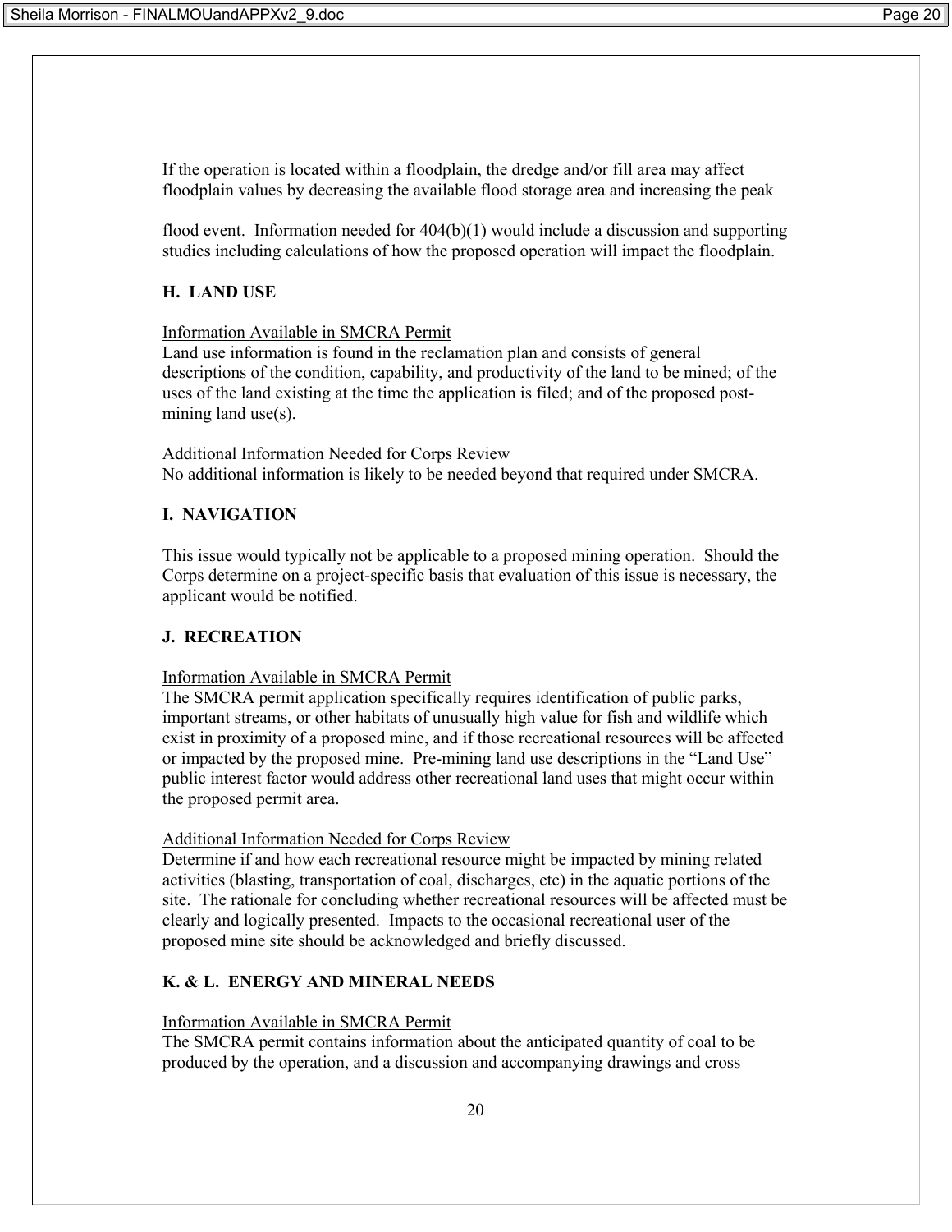If the operation is located within a floodplain, the dredge and/or fill area may affect floodplain values by decreasing the available flood storage area and increasing the peak

flood event. Information needed for 404(b)(1) would include a discussion and supporting studies including calculations of how the proposed operation will impact the floodplain.

### H. LAND USE

<u>Information Available in SMCRA Permit</u>

Land use information is found in the reclamation plan and consists of general descriptions of the condition, capability, and productivity of the land to be mined; of the uses of the land existing at the time the application is filed; and of the proposed post-mining land use(s).

<u>Additional Information Needed for Corps Review</u>

No additional information is likely to be needed beyond that required under SMCRA.

### I. NAVIGATION

This issue would typically not be applicable to a proposed mining operation. Should the Corps determine on a project-specific basis that evaluation of this issue is necessary, the applicant would be notified.

### J. RECREATION

<u>Information Available in SMCRA Permit</u>

The SMCRA permit application specifically requires identification of public parks, important streams, or other habitats of unusually high value for fish and wildlife which exist in proximity of a proposed mine, and if those recreational resources will be affected or impacted by the proposed mine. Pre-mining land use descriptions in the "Land Use" public interest factor would address other recreational land uses that might occur within the proposed permit area.

<u>Additional Information Needed for Corps Review</u>

Determine if and how each recreational resource might be impacted by mining related activities (blasting, transportation of coal, discharges, etc) in the aquatic portions of the site. The rationale for concluding whether recreational resources will be affected must be clearly and logically presented. Impacts to the occasional recreational user of the proposed mine site should be acknowledged and briefly discussed.

### K. & L. ENERGY AND MINERAL NEEDS

<u>Information Available in SMCRA Permit</u>

The SMCRA permit contains information about the anticipated quantity of coal to be produced by the operation, and a discussion and accompanying drawings and cross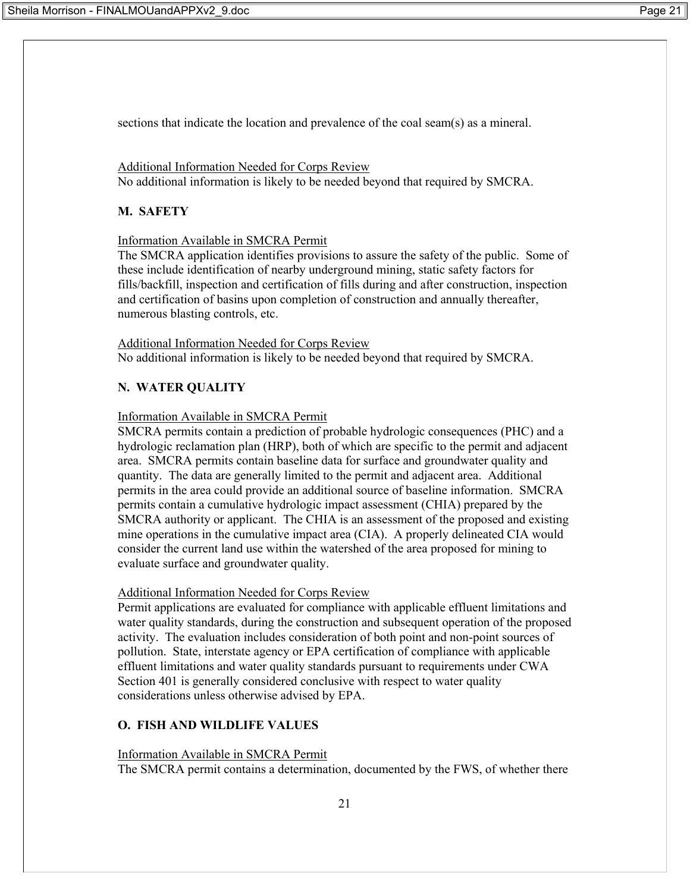sections that indicate the location and prevalence of the coal seam(s) as a mineral.

Additional Information Needed for Corps Review
No additional information is likely to be needed beyond that required by SMCRA.

**M. SAFETY**

Information Available in SMCRA Permit
The SMCRA application identifies provisions to assure the safety of the public. Some of these include identification of nearby underground mining, static safety factors for fills/backfill, inspection and certification of fills during and after construction, inspection and certification of basins upon completion of construction and annually thereafter, numerous blasting controls, etc.

Additional Information Needed for Corps Review
No additional information is likely to be needed beyond that required by SMCRA.

**N. WATER QUALITY**

Information Available in SMCRA Permit
SMCRA permits contain a prediction of probable hydrologic consequences (PHC) and a hydrologic reclamation plan (HRP), both of which are specific to the permit and adjacent area. SMCRA permits contain baseline data for surface and groundwater quality and quantity. The data are generally limited to the permit and adjacent area. Additional permits in the area could provide an additional source of baseline information. SMCRA permits contain a cumulative hydrologic impact assessment (CHIA) prepared by the SMCRA authority or applicant. The CHIA is an assessment of the proposed and existing mine operations in the cumulative impact area (CIA). A properly delineated CIA would consider the current land use within the watershed of the area proposed for mining to evaluate surface and groundwater quality.

Additional Information Needed for Corps Review
Permit applications are evaluated for compliance with applicable effluent limitations and water quality standards, during the construction and subsequent operation of the proposed activity. The evaluation includes consideration of both point and non-point sources of pollution. State, interstate agency or EPA certification of compliance with applicable effluent limitations and water quality standards pursuant to requirements under CWA Section 401 is generally considered conclusive with respect to water quality considerations unless otherwise advised by EPA.

**O. FISH AND WILDLIFE VALUES**

Information Available in SMCRA Permit
The SMCRA permit contains a determination, documented by the FWS, of whether there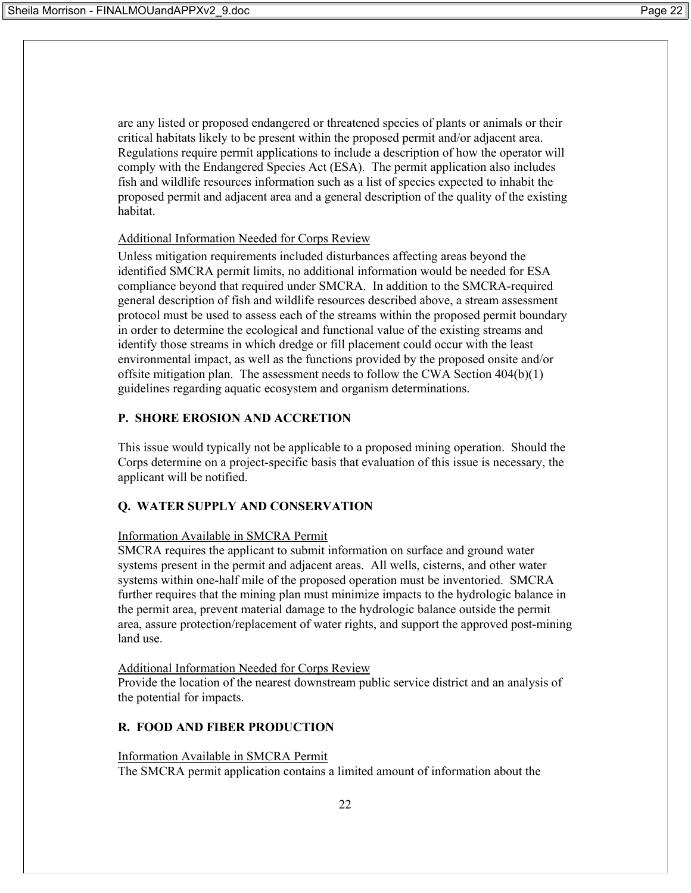are any listed or proposed endangered or threatened species of plants or animals or their critical habitats likely to be present within the proposed permit and/or adjacent area. Regulations require permit applications to include a description of how the operator will comply with the Endangered Species Act (ESA). The permit application also includes fish and wildlife resources information such as a list of species expected to inhabit the proposed permit and adjacent area and a general description of the quality of the existing habitat.

Additional Information Needed for Corps Review

Unless mitigation requirements included disturbances affecting areas beyond the identified SMCRA permit limits, no additional information would be needed for ESA compliance beyond that required under SMCRA. In addition to the SMCRA-required general description of fish and wildlife resources described above, a stream assessment protocol must be used to assess each of the streams within the proposed permit boundary in order to determine the ecological and functional value of the existing streams and identify those streams in which dredge or fill placement could occur with the least environmental impact, as well as the functions provided by the proposed onsite and/or offsite mitigation plan. The assessment needs to follow the CWA Section 404(b)(1) guidelines regarding aquatic ecosystem and organism determinations.

## P. SHORE EROSION AND ACCRETION

This issue would typically not be applicable to a proposed mining operation. Should the Corps determine on a project-specific basis that evaluation of this issue is necessary, the applicant will be notified.

## Q. WATER SUPPLY AND CONSERVATION

Information Available in SMCRA Permit

SMCRA requires the applicant to submit information on surface and ground water systems present in the permit and adjacent areas. All wells, cisterns, and other water systems within one-half mile of the proposed operation must be inventoried. SMCRA further requires that the mining plan must minimize impacts to the hydrologic balance in the permit area, prevent material damage to the hydrologic balance outside the permit area, assure protection/replacement of water rights, and support the approved post-mining land use.

Additional Information Needed for Corps Review

Provide the location of the nearest downstream public service district and an analysis of the potential for impacts.

## R. FOOD AND FIBER PRODUCTION

Information Available in SMCRA Permit

The SMCRA permit application contains a limited amount of information about the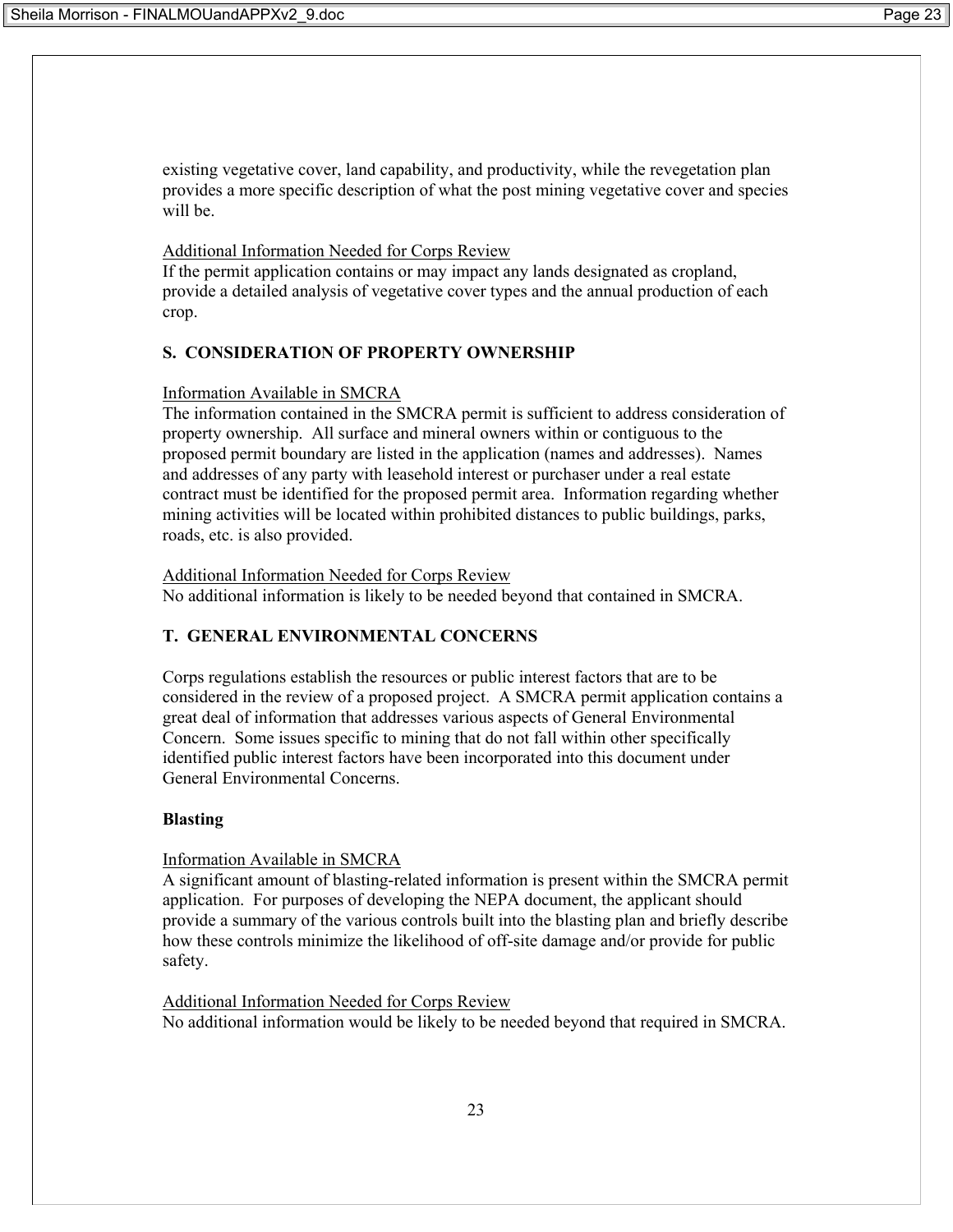existing vegetative cover, land capability, and productivity, while the revegetation plan provides a more specific description of what the post mining vegetative cover and species will be.

Additional Information Needed for Corps Review

If the permit application contains or may impact any lands designated as cropland, provide a detailed analysis of vegetative cover types and the annual production of each crop.

## S. CONSIDERATION OF PROPERTY OWNERSHIP

Information Available in SMCRA

The information contained in the SMCRA permit is sufficient to address consideration of property ownership. All surface and mineral owners within or contiguous to the proposed permit boundary are listed in the application (names and addresses). Names and addresses of any party with leasehold interest or purchaser under a real estate contract must be identified for the proposed permit area. Information regarding whether mining activities will be located within prohibited distances to public buildings, parks, roads, etc. is also provided.

Additional Information Needed for Corps Review

No additional information is likely to be needed beyond that contained in SMCRA.

## T. GENERAL ENVIRONMENTAL CONCERNS

Corps regulations establish the resources or public interest factors that are to be considered in the review of a proposed project. A SMCRA permit application contains a great deal of information that addresses various aspects of General Environmental Concern. Some issues specific to mining that do not fall within other specifically identified public interest factors have been incorporated into this document under General Environmental Concerns.

### Blasting

Information Available in SMCRA

A significant amount of blasting-related information is present within the SMCRA permit application. For purposes of developing the NEPA document, the applicant should provide a summary of the various controls built into the blasting plan and briefly describe how these controls minimize the likelihood of off-site damage and/or provide for public safety.

Additional Information Needed for Corps Review

No additional information would be likely to be needed beyond that required in SMCRA.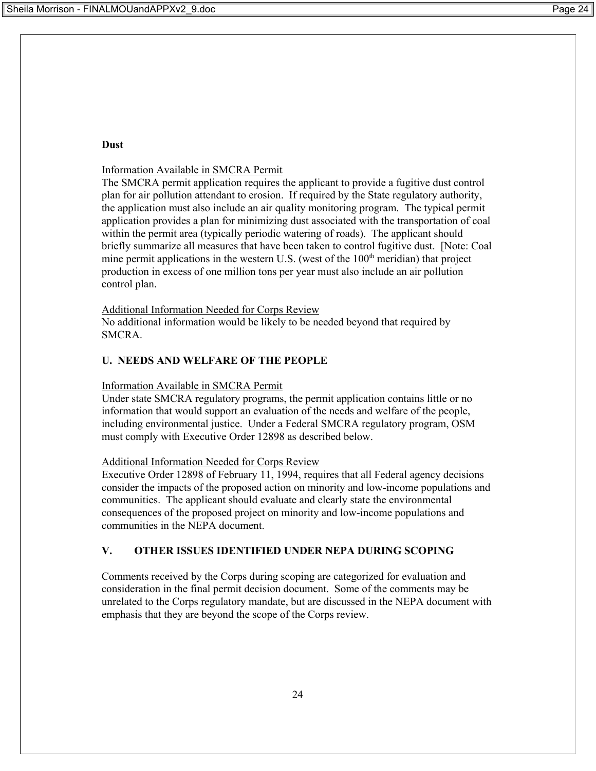**Dust**

Information Available in SMCRA Permit
The SMCRA permit application requires the applicant to provide a fugitive dust control plan for air pollution attendant to erosion. If required by the State regulatory authority, the application must also include an air quality monitoring program. The typical permit application provides a plan for minimizing dust associated with the transportation of coal within the permit area (typically periodic watering of roads). The applicant should briefly summarize all measures that have been taken to control fugitive dust. [Note: Coal mine permit applications in the western U.S. (west of the 100th meridian) that project production in excess of one million tons per year must also include an air pollution control plan.

Additional Information Needed for Corps Review
No additional information would be likely to be needed beyond that required by SMCRA.

**U. NEEDS AND WELFARE OF THE PEOPLE**

Information Available in SMCRA Permit
Under state SMCRA regulatory programs, the permit application contains little or no information that would support an evaluation of the needs and welfare of the people, including environmental justice. Under a Federal SMCRA regulatory program, OSM must comply with Executive Order 12898 as described below.

Additional Information Needed for Corps Review
Executive Order 12898 of February 11, 1994, requires that all Federal agency decisions consider the impacts of the proposed action on minority and low-income populations and communities. The applicant should evaluate and clearly state the environmental consequences of the proposed project on minority and low-income populations and communities in the NEPA document.

**V. OTHER ISSUES IDENTIFIED UNDER NEPA DURING SCOPING**

Comments received by the Corps during scoping are categorized for evaluation and consideration in the final permit decision document. Some of the comments may be unrelated to the Corps regulatory mandate, but are discussed in the NEPA document with emphasis that they are beyond the scope of the Corps review.